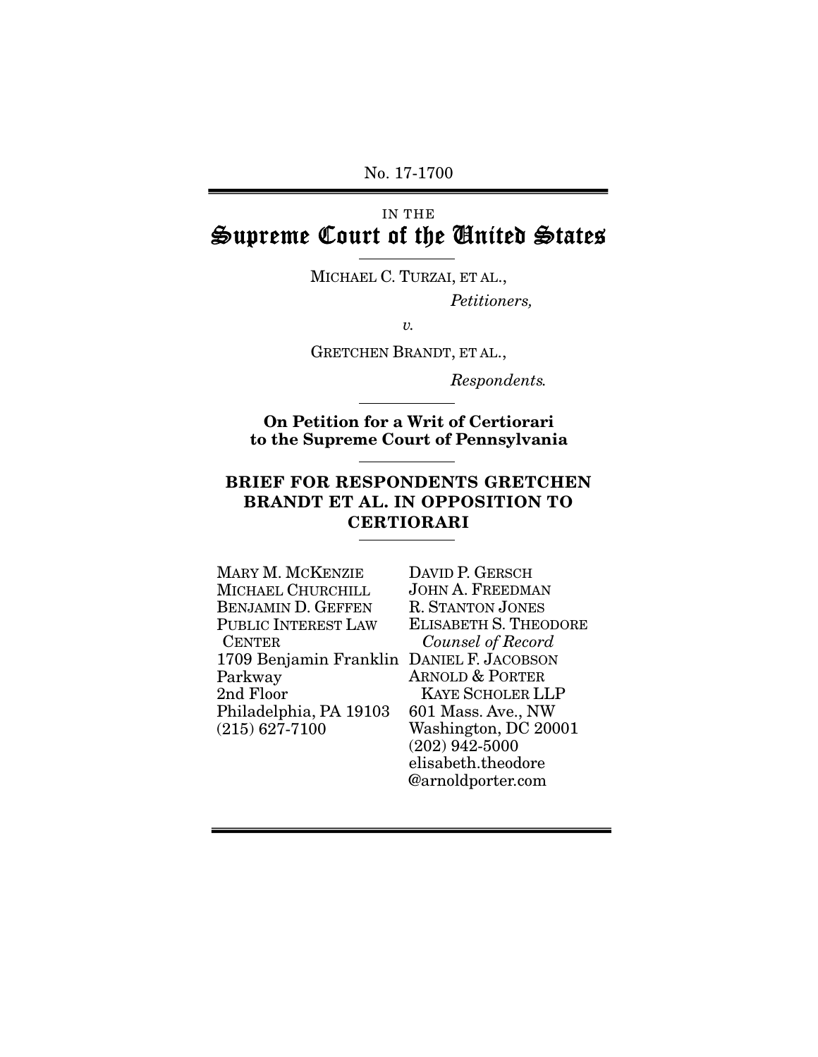No. 17-1700

IN THE

# Supreme Court of the United States

MICHAEL C. TURZAI, ET AL.,

*Petitioners,*

*v.*

GRETCHEN BRANDT, ET AL.,

*Respondents.*

**On Petition for a Writ of Certiorari to the Supreme Court of Pennsylvania**

## BRIEF FOR RESPONDENTS GRETCHEN BRANDT ET AL. IN OPPOSITION TO CERTIORARI

MARY M. MCKENZIE
MICHAEL CHURCHILL
BENJAMIN D. GEFFEN
PUBLIC INTEREST LAW CENTER
1709 Benjamin Franklin Parkway
2nd Floor
Philadelphia, PA 19103
(215) 627-7100

DAVID P. GERSCH
JOHN A. FREEDMAN
R. STANTON JONES
ELISABETH S. THEODORE
*Counsel of Record*
DANIEL F. JACOBSON
ARNOLD & PORTER KAYE SCHOLER LLP
601 Mass. Ave., NW
Washington, DC 20001
(202) 942-5000
elisabeth.theodore@arnoldporter.com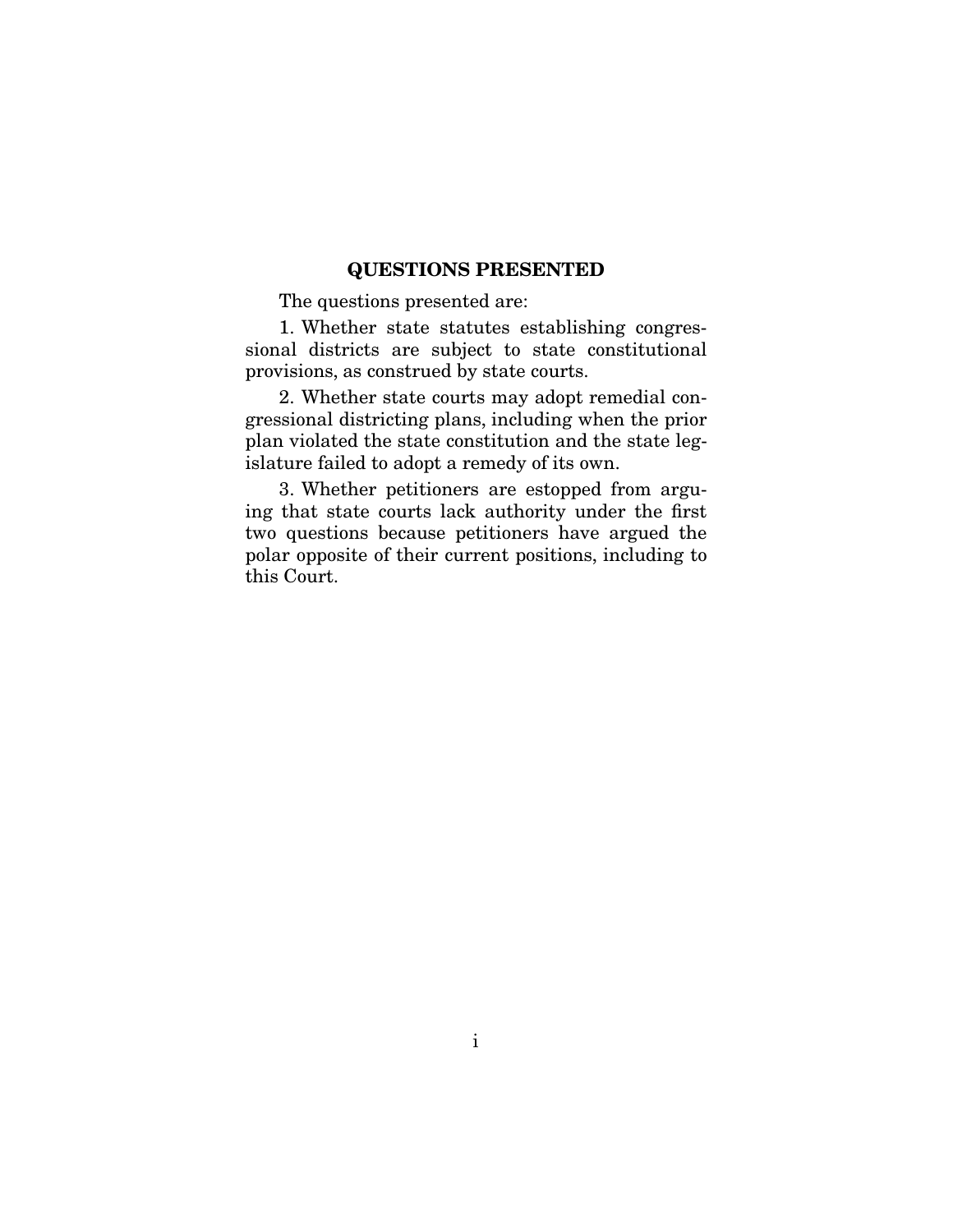## QUESTIONS PRESENTED

The questions presented are:

1. Whether state statutes establishing congressional districts are subject to state constitutional provisions, as construed by state courts.

2. Whether state courts may adopt remedial congressional districting plans, including when the prior plan violated the state constitution and the state legislature failed to adopt a remedy of its own.

3. Whether petitioners are estopped from arguing that state courts lack authority under the first two questions because petitioners have argued the polar opposite of their current positions, including to this Court.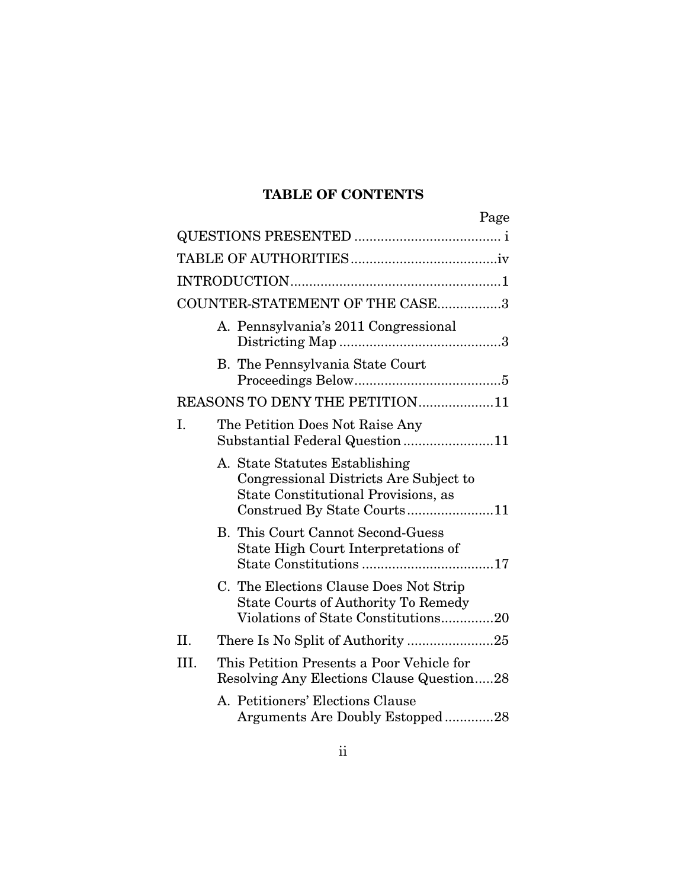**TABLE OF CONTENTS**

| | Page |
|---|---|
| QUESTIONS PRESENTED | i |
| TABLE OF AUTHORITIES | iv |
| INTRODUCTION | 1 |
| COUNTER-STATEMENT OF THE CASE | 3 |
| A. Pennsylvania's 2011 Congressional Districting Map | 3 |
| B. The Pennsylvania State Court Proceedings Below | 5 |
| REASONS TO DENY THE PETITION | 11 |
| I. The Petition Does Not Raise Any Substantial Federal Question | 11 |
| A. State Statutes Establishing Congressional Districts Are Subject to State Constitutional Provisions, as Construed By State Courts | 11 |
| B. This Court Cannot Second-Guess State High Court Interpretations of State Constitutions | 17 |
| C. The Elections Clause Does Not Strip State Courts of Authority To Remedy Violations of State Constitutions | 20 |
| II. There Is No Split of Authority | 25 |
| III. This Petition Presents a Poor Vehicle for Resolving Any Elections Clause Question | 28 |
| A. Petitioners' Elections Clause Arguments Are Doubly Estopped | 28 |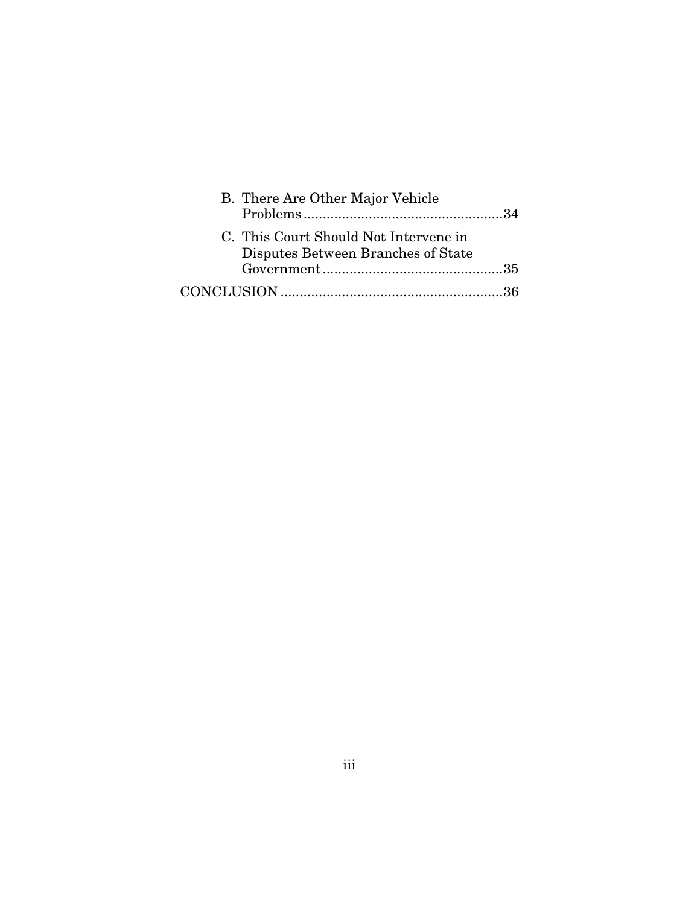B. There Are Other Major Vehicle Problems ....................................................34

C. This Court Should Not Intervene in Disputes Between Branches of State Government ...............................................35

CONCLUSION ..........................................................36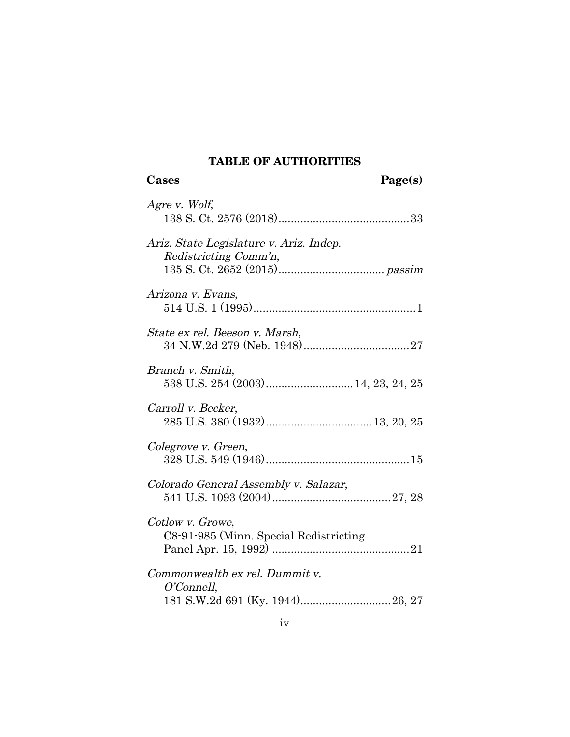## TABLE OF AUTHORITIES

**Cases** **Page(s)**

*Agre v. Wolf*,
138 S. Ct. 2576 (2018) .......................................... 33

*Ariz. State Legislature v. Ariz. Indep. Redistricting Comm'n*,
135 S. Ct. 2652 (2015) .................................. *passim*

*Arizona v. Evans*,
514 U.S. 1 (1995) .................................................... 1

*State ex rel. Beeson v. Marsh*,
34 N.W.2d 279 (Neb. 1948) .................................. 27

*Branch v. Smith*,
538 U.S. 254 (2003) ............................ 14, 23, 24, 25

*Carroll v. Becker*,
285 U.S. 380 (1932) ................................. 13, 20, 25

*Colegrove v. Green*,
328 U.S. 549 (1946) .............................................. 15

*Colorado General Assembly v. Salazar*,
541 U.S. 1093 (2004) ...................................... 27, 28

*Cotlow v. Growe*,
C8-91-985 (Minn. Special Redistricting Panel Apr. 15, 1992) ............................................ 21

*Commonwealth ex rel. Dummit v. O'Connell*,
181 S.W.2d 691 (Ky. 1944) ............................. 26, 27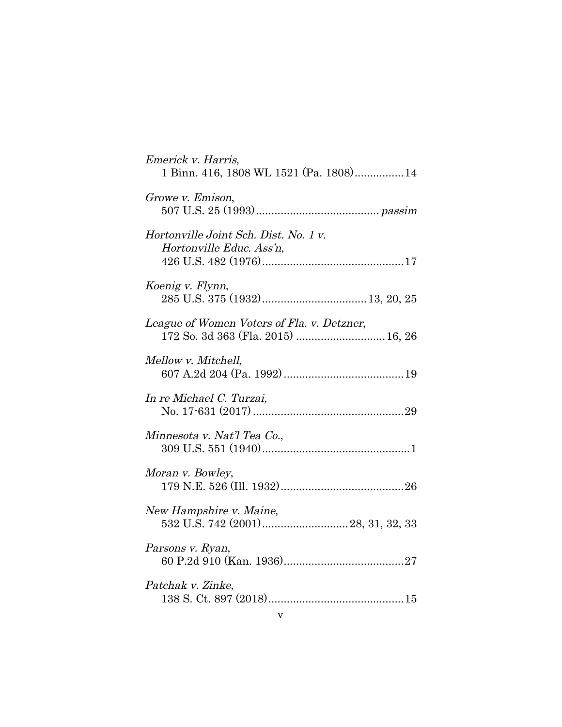*Emerick v. Harris*,
1 Binn. 416, 1808 WL 1521 (Pa. 1808)................14

*Growe v. Emison*,
507 U.S. 25 (1993)........................................ *passim*

*Hortonville Joint Sch. Dist. No. 1 v. Hortonville Educ. Ass'n*,
426 U.S. 482 (1976)..............................................17

*Koenig v. Flynn*,
285 U.S. 375 (1932)..................................13, 20, 25

*League of Women Voters of Fla. v. Detzner*,
172 So. 3d 363 (Fla. 2015) .............................16, 26

*Mellow v. Mitchell*,
607 A.2d 204 (Pa. 1992).......................................19

*In re Michael C. Turzai*,
No. 17-631 (2017).................................................29

*Minnesota v. Nat'l Tea Co.*,
309 U.S. 551 (1940)................................................1

*Moran v. Bowley*,
179 N.E. 526 (Ill. 1932)........................................26

*New Hampshire v. Maine*,
532 U.S. 742 (2001)............................28, 31, 32, 33

*Parsons v. Ryan*,
60 P.2d 910 (Kan. 1936).......................................27

*Patchak v. Zinke*,
138 S. Ct. 897 (2018)............................................15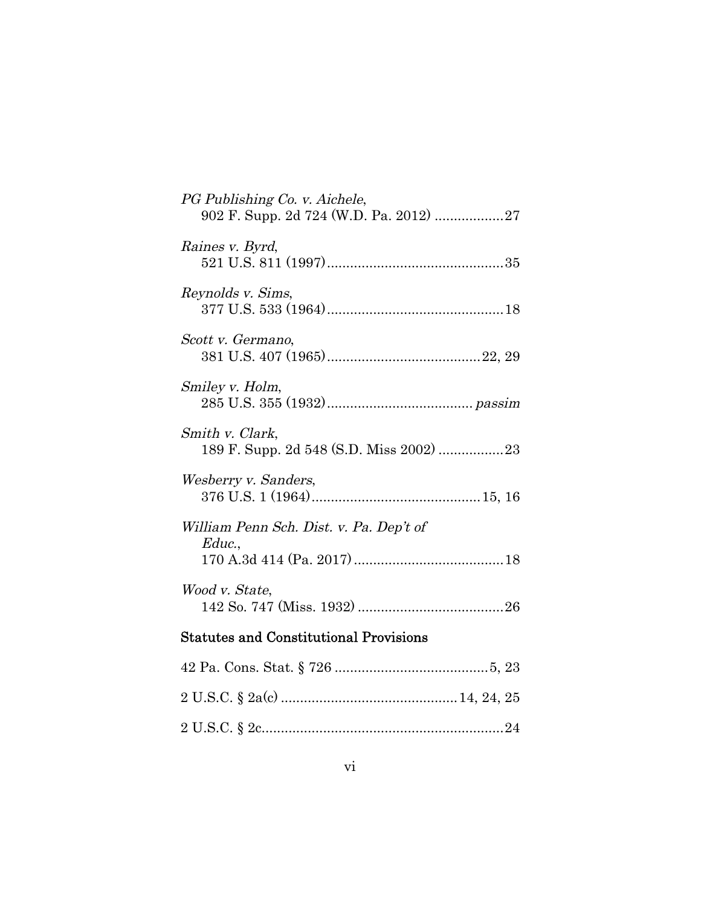*PG Publishing Co. v. Aichele*,
902 F. Supp. 2d 724 (W.D. Pa. 2012) ..................27

*Raines v. Byrd*,
521 U.S. 811 (1997).............................................35

*Reynolds v. Sims*,
377 U.S. 533 (1964).............................................18

*Scott v. Germano*,
381 U.S. 407 (1965).......................................22, 29

*Smiley v. Holm*,
285 U.S. 355 (1932).................................... *passim*

*Smith v. Clark*,
189 F. Supp. 2d 548 (S.D. Miss 2002) .................23

*Wesberry v. Sanders*,
376 U.S. 1 (1964)..........................................15, 16

*William Penn Sch. Dist. v. Pa. Dep't of Educ.*,
170 A.3d 414 (Pa. 2017).......................................18

*Wood v. State*,
142 So. 747 (Miss. 1932) ......................................26

## Statutes and Constitutional Provisions

42 Pa. Cons. Stat. § 726 ........................................5, 23

2 U.S.C. § 2a(c) ............................................14, 24, 25

2 U.S.C. § 2c..............................................................24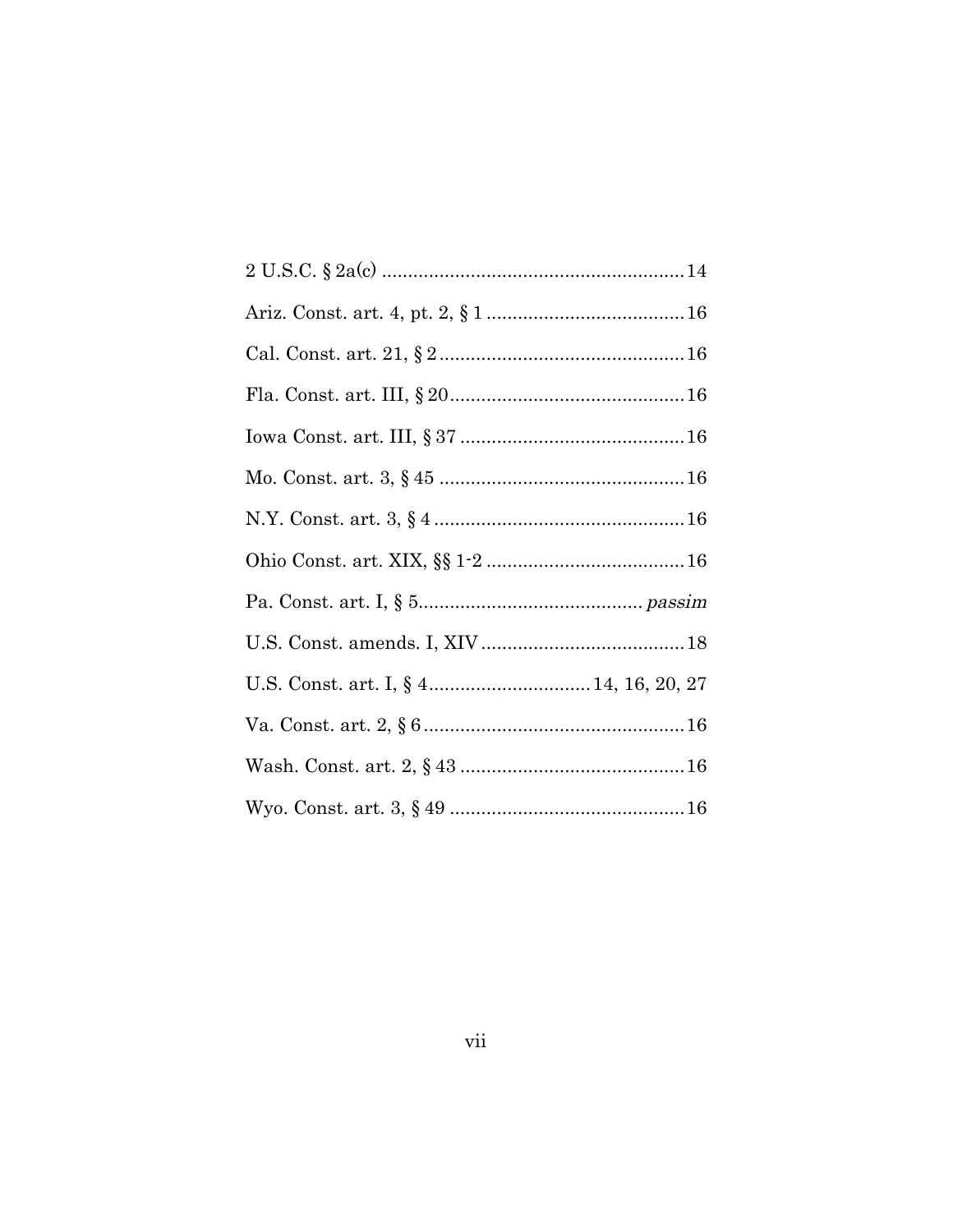2 U.S.C. § 2a(c) .......................................................... 14

Ariz. Const. art. 4, pt. 2, § 1 ...................................... 16

Cal. Const. art. 21, § 2 ............................................... 16

Fla. Const. art. III, § 20 ............................................. 16

Iowa Const. art. III, § 37 ........................................... 16

Mo. Const. art. 3, § 45 ............................................... 16

N.Y. Const. art. 3, § 4 ................................................ 16

Ohio Const. art. XIX, §§ 1-2 ...................................... 16

Pa. Const. art. I, § 5 ........................................... *passim*

U.S. Const. amends. I, XIV ....................................... 18

U.S. Const. art. I, § 4 .............................. 14, 16, 20, 27

Va. Const. art. 2, § 6 .................................................. 16

Wash. Const. art. 2, § 43 ........................................... 16

Wyo. Const. art. 3, § 49 ............................................. 16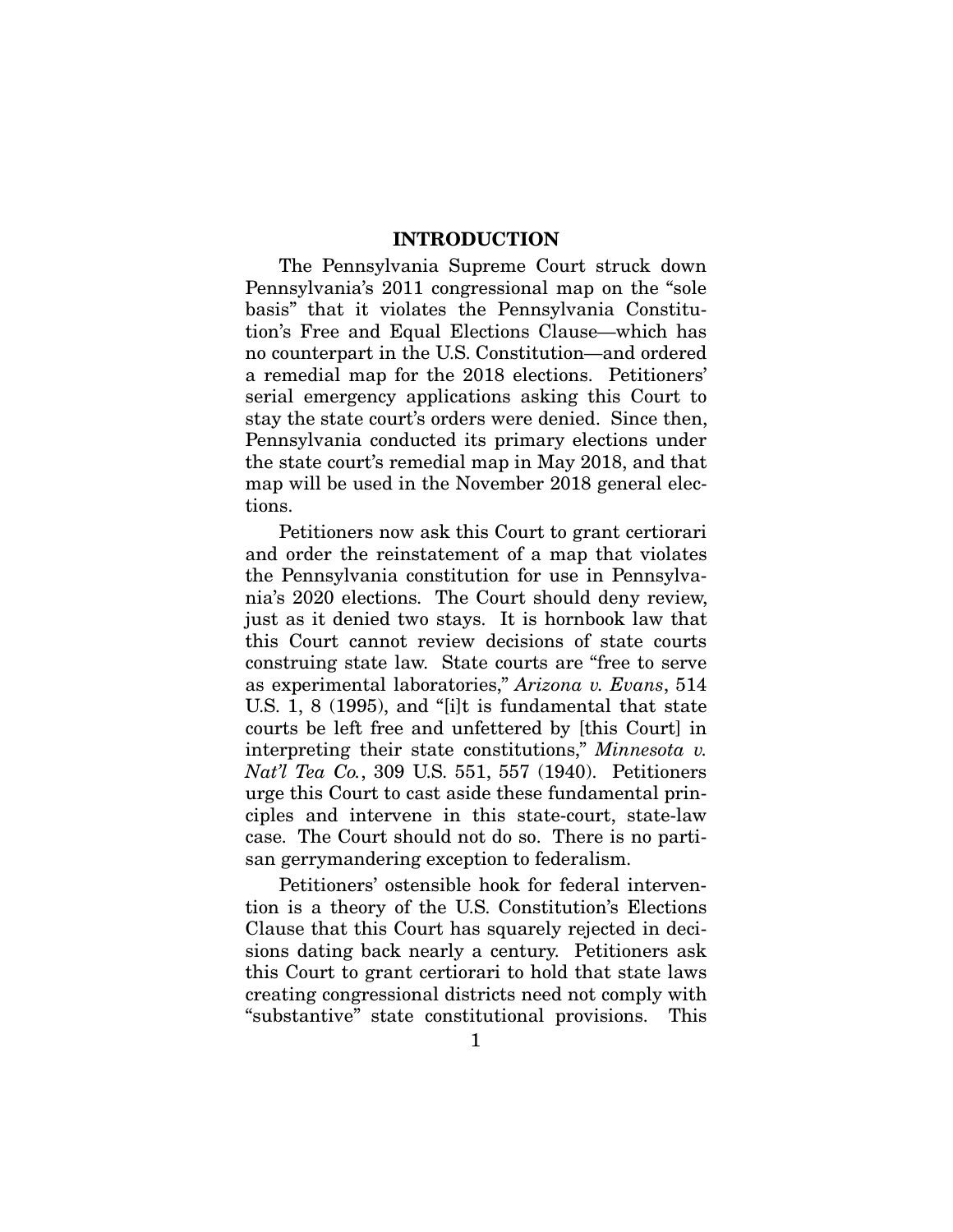## INTRODUCTION

The Pennsylvania Supreme Court struck down Pennsylvania's 2011 congressional map on the "sole basis" that it violates the Pennsylvania Constitution's Free and Equal Elections Clause—which has no counterpart in the U.S. Constitution—and ordered a remedial map for the 2018 elections. Petitioners' serial emergency applications asking this Court to stay the state court's orders were denied. Since then, Pennsylvania conducted its primary elections under the state court's remedial map in May 2018, and that map will be used in the November 2018 general elections.

Petitioners now ask this Court to grant certiorari and order the reinstatement of a map that violates the Pennsylvania constitution for use in Pennsylvania's 2020 elections. The Court should deny review, just as it denied two stays. It is hornbook law that this Court cannot review decisions of state courts construing state law. State courts are "free to serve as experimental laboratories," *Arizona v. Evans*, 514 U.S. 1, 8 (1995), and "[i]t is fundamental that state courts be left free and unfettered by [this Court] in interpreting their state constitutions," *Minnesota v. Nat'l Tea Co.*, 309 U.S. 551, 557 (1940). Petitioners urge this Court to cast aside these fundamental principles and intervene in this state-court, state-law case. The Court should not do so. There is no partisan gerrymandering exception to federalism.

Petitioners' ostensible hook for federal intervention is a theory of the U.S. Constitution's Elections Clause that this Court has squarely rejected in decisions dating back nearly a century. Petitioners ask this Court to grant certiorari to hold that state laws creating congressional districts need not comply with "substantive" state constitutional provisions. This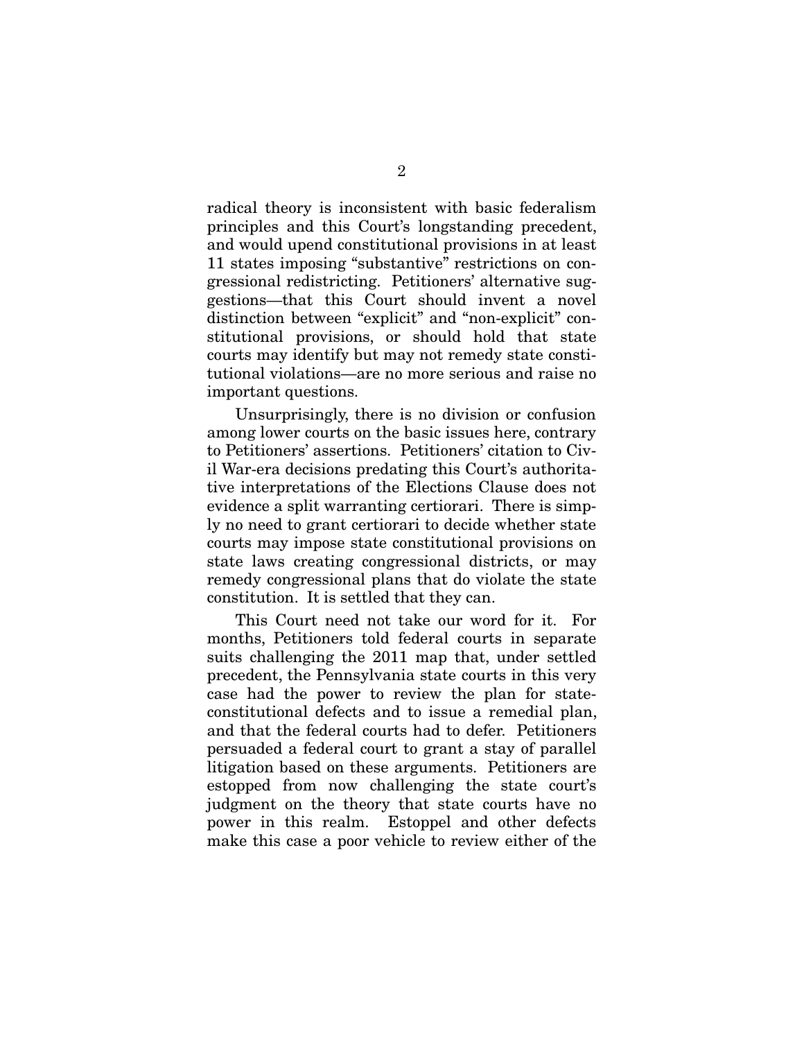radical theory is inconsistent with basic federalism principles and this Court's longstanding precedent, and would upend constitutional provisions in at least 11 states imposing "substantive" restrictions on congressional redistricting. Petitioners' alternative suggestions—that this Court should invent a novel distinction between "explicit" and "non-explicit" constitutional provisions, or should hold that state courts may identify but may not remedy state constitutional violations—are no more serious and raise no important questions.

Unsurprisingly, there is no division or confusion among lower courts on the basic issues here, contrary to Petitioners' assertions. Petitioners' citation to Civil War-era decisions predating this Court's authoritative interpretations of the Elections Clause does not evidence a split warranting certiorari. There is simply no need to grant certiorari to decide whether state courts may impose state constitutional provisions on state laws creating congressional districts, or may remedy congressional plans that do violate the state constitution. It is settled that they can.

This Court need not take our word for it. For months, Petitioners told federal courts in separate suits challenging the 2011 map that, under settled precedent, the Pennsylvania state courts in this very case had the power to review the plan for state-constitutional defects and to issue a remedial plan, and that the federal courts had to defer. Petitioners persuaded a federal court to grant a stay of parallel litigation based on these arguments. Petitioners are estopped from now challenging the state court's judgment on the theory that state courts have no power in this realm. Estoppel and other defects make this case a poor vehicle to review either of the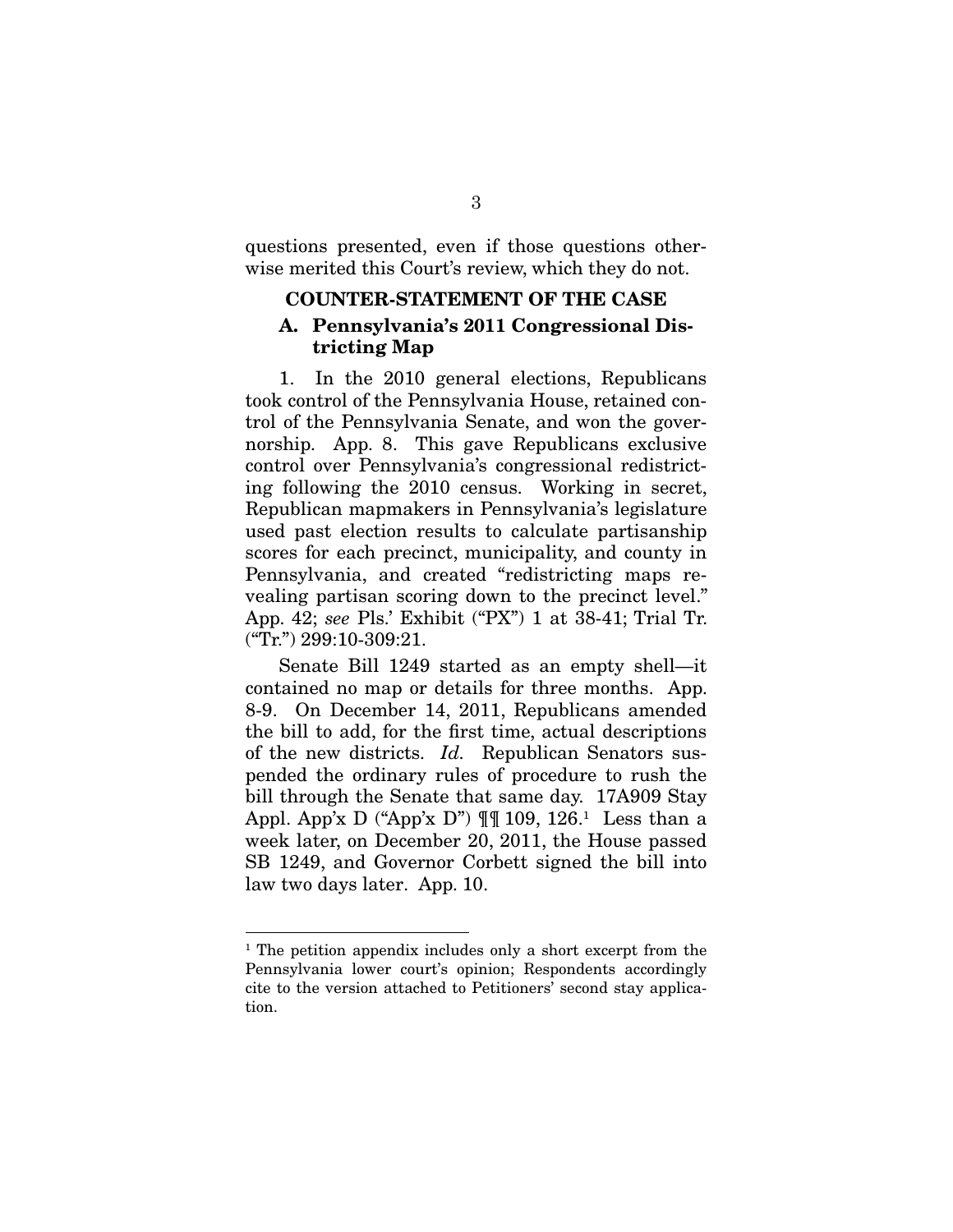questions presented, even if those questions otherwise merited this Court's review, which they do not.

## COUNTER-STATEMENT OF THE CASE

### A. Pennsylvania's 2011 Congressional Districting Map

1. In the 2010 general elections, Republicans took control of the Pennsylvania House, retained control of the Pennsylvania Senate, and won the governorship. App. 8. This gave Republicans exclusive control over Pennsylvania's congressional redistricting following the 2010 census. Working in secret, Republican mapmakers in Pennsylvania's legislature used past election results to calculate partisanship scores for each precinct, municipality, and county in Pennsylvania, and created "redistricting maps revealing partisan scoring down to the precinct level." App. 42; *see* Pls.' Exhibit ("PX") 1 at 38-41; Trial Tr. ("Tr.") 299:10-309:21.

Senate Bill 1249 started as an empty shell—it contained no map or details for three months. App. 8-9. On December 14, 2011, Republicans amended the bill to add, for the first time, actual descriptions of the new districts. *Id.* Republican Senators suspended the ordinary rules of procedure to rush the bill through the Senate that same day. 17A909 Stay Appl. App'x D ("App'x D") ¶¶ 109, 126.[1] Less than a week later, on December 20, 2011, the House passed SB 1249, and Governor Corbett signed the bill into law two days later. App. 10.

[1] The petition appendix includes only a short excerpt from the Pennsylvania lower court's opinion; Respondents accordingly cite to the version attached to Petitioners' second stay application.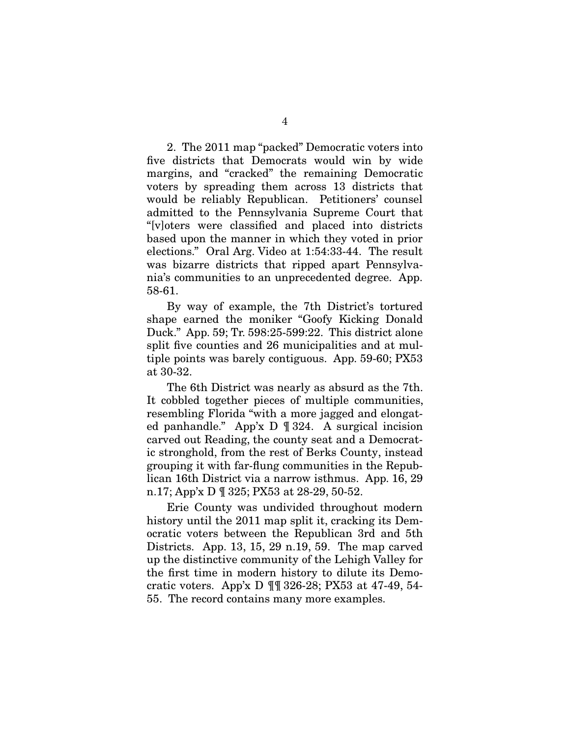2. The 2011 map "packed" Democratic voters into five districts that Democrats would win by wide margins, and "cracked" the remaining Democratic voters by spreading them across 13 districts that would be reliably Republican. Petitioners' counsel admitted to the Pennsylvania Supreme Court that "[v]oters were classified and placed into districts based upon the manner in which they voted in prior elections." Oral Arg. Video at 1:54:33-44. The result was bizarre districts that ripped apart Pennsylvania's communities to an unprecedented degree. App. 58-61.

By way of example, the 7th District's tortured shape earned the moniker "Goofy Kicking Donald Duck." App. 59; Tr. 598:25-599:22. This district alone split five counties and 26 municipalities and at multiple points was barely contiguous. App. 59-60; PX53 at 30-32.

The 6th District was nearly as absurd as the 7th. It cobbled together pieces of multiple communities, resembling Florida "with a more jagged and elongated panhandle." App'x D ¶ 324. A surgical incision carved out Reading, the county seat and a Democratic stronghold, from the rest of Berks County, instead grouping it with far-flung communities in the Republican 16th District via a narrow isthmus. App. 16, 29 n.17; App'x D ¶ 325; PX53 at 28-29, 50-52.

Erie County was undivided throughout modern history until the 2011 map split it, cracking its Democratic voters between the Republican 3rd and 5th Districts. App. 13, 15, 29 n.19, 59. The map carved up the distinctive community of the Lehigh Valley for the first time in modern history to dilute its Democratic voters. App'x D ¶¶ 326-28; PX53 at 47-49, 54-55. The record contains many more examples.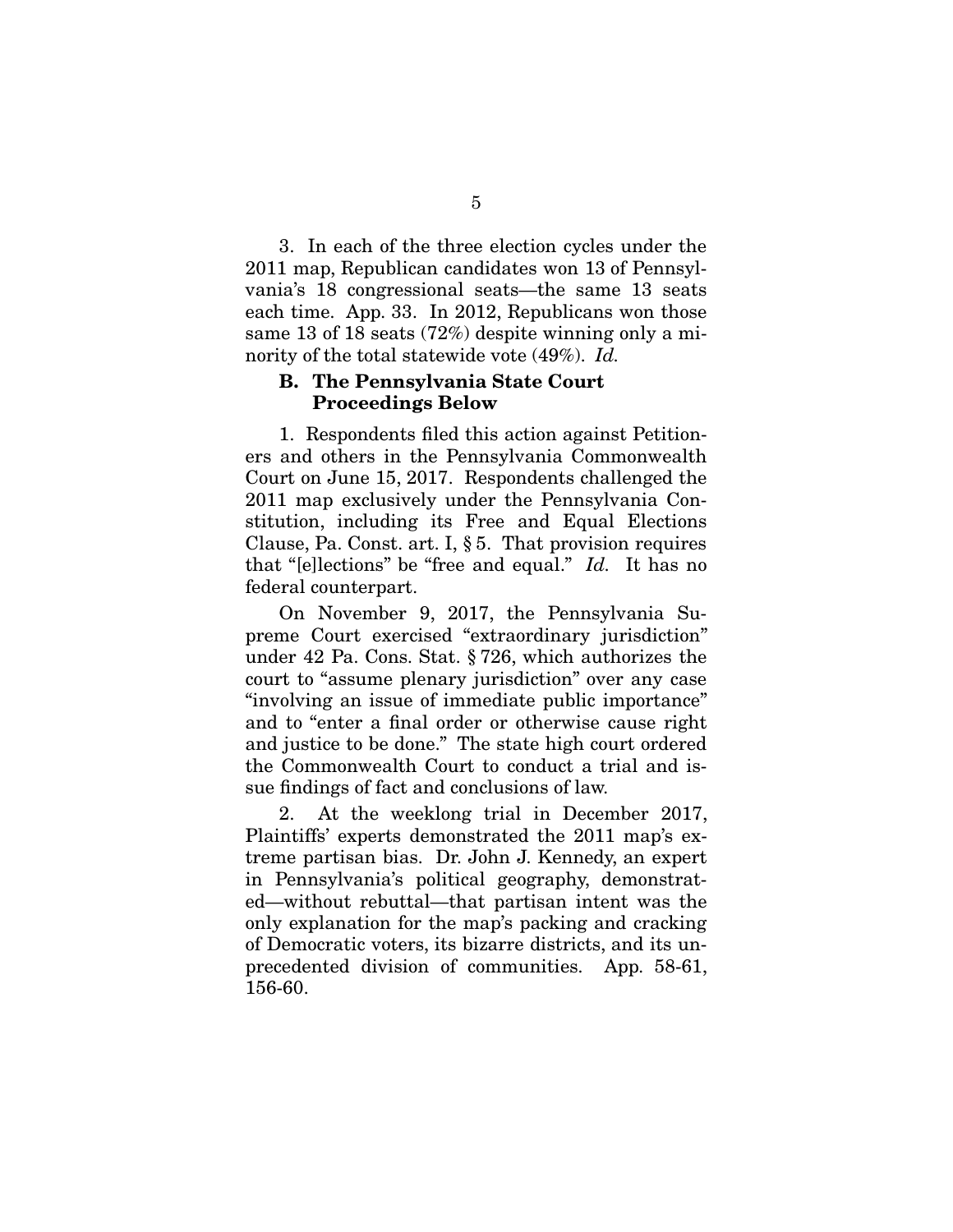3. In each of the three election cycles under the 2011 map, Republican candidates won 13 of Pennsylvania's 18 congressional seats—the same 13 seats each time. App. 33. In 2012, Republicans won those same 13 of 18 seats (72%) despite winning only a minority of the total statewide vote (49%). *Id.*

### B. The Pennsylvania State Court Proceedings Below

1. Respondents filed this action against Petitioners and others in the Pennsylvania Commonwealth Court on June 15, 2017. Respondents challenged the 2011 map exclusively under the Pennsylvania Constitution, including its Free and Equal Elections Clause, Pa. Const. art. I, § 5. That provision requires that "[e]lections" be "free and equal." *Id.* It has no federal counterpart.

On November 9, 2017, the Pennsylvania Supreme Court exercised "extraordinary jurisdiction" under 42 Pa. Cons. Stat. § 726, which authorizes the court to "assume plenary jurisdiction" over any case "involving an issue of immediate public importance" and to "enter a final order or otherwise cause right and justice to be done." The state high court ordered the Commonwealth Court to conduct a trial and issue findings of fact and conclusions of law.

2. At the weeklong trial in December 2017, Plaintiffs' experts demonstrated the 2011 map's extreme partisan bias. Dr. John J. Kennedy, an expert in Pennsylvania's political geography, demonstrated—without rebuttal—that partisan intent was the only explanation for the map's packing and cracking of Democratic voters, its bizarre districts, and its unprecedented division of communities. App. 58-61, 156-60.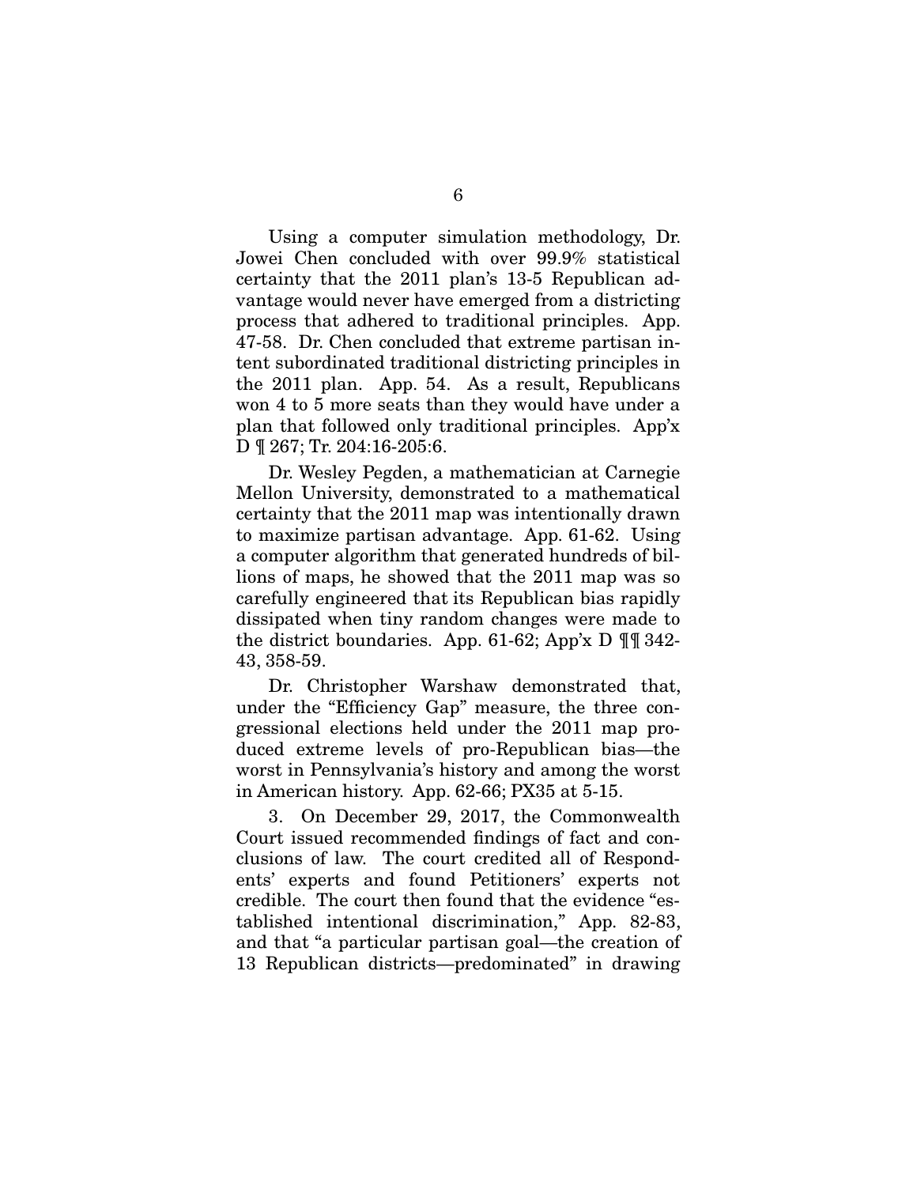Using a computer simulation methodology, Dr. Jowei Chen concluded with over 99.9% statistical certainty that the 2011 plan's 13-5 Republican advantage would never have emerged from a districting process that adhered to traditional principles. App. 47-58. Dr. Chen concluded that extreme partisan intent subordinated traditional districting principles in the 2011 plan. App. 54. As a result, Republicans won 4 to 5 more seats than they would have under a plan that followed only traditional principles. App'x D ¶ 267; Tr. 204:16-205:6.

Dr. Wesley Pegden, a mathematician at Carnegie Mellon University, demonstrated to a mathematical certainty that the 2011 map was intentionally drawn to maximize partisan advantage. App. 61-62. Using a computer algorithm that generated hundreds of billions of maps, he showed that the 2011 map was so carefully engineered that its Republican bias rapidly dissipated when tiny random changes were made to the district boundaries. App. 61-62; App'x D ¶¶ 342-43, 358-59.

Dr. Christopher Warshaw demonstrated that, under the "Efficiency Gap" measure, the three congressional elections held under the 2011 map produced extreme levels of pro-Republican bias—the worst in Pennsylvania's history and among the worst in American history. App. 62-66; PX35 at 5-15.

3. On December 29, 2017, the Commonwealth Court issued recommended findings of fact and conclusions of law. The court credited all of Respondents' experts and found Petitioners' experts not credible. The court then found that the evidence "established intentional discrimination," App. 82-83, and that "a particular partisan goal—the creation of 13 Republican districts—predominated" in drawing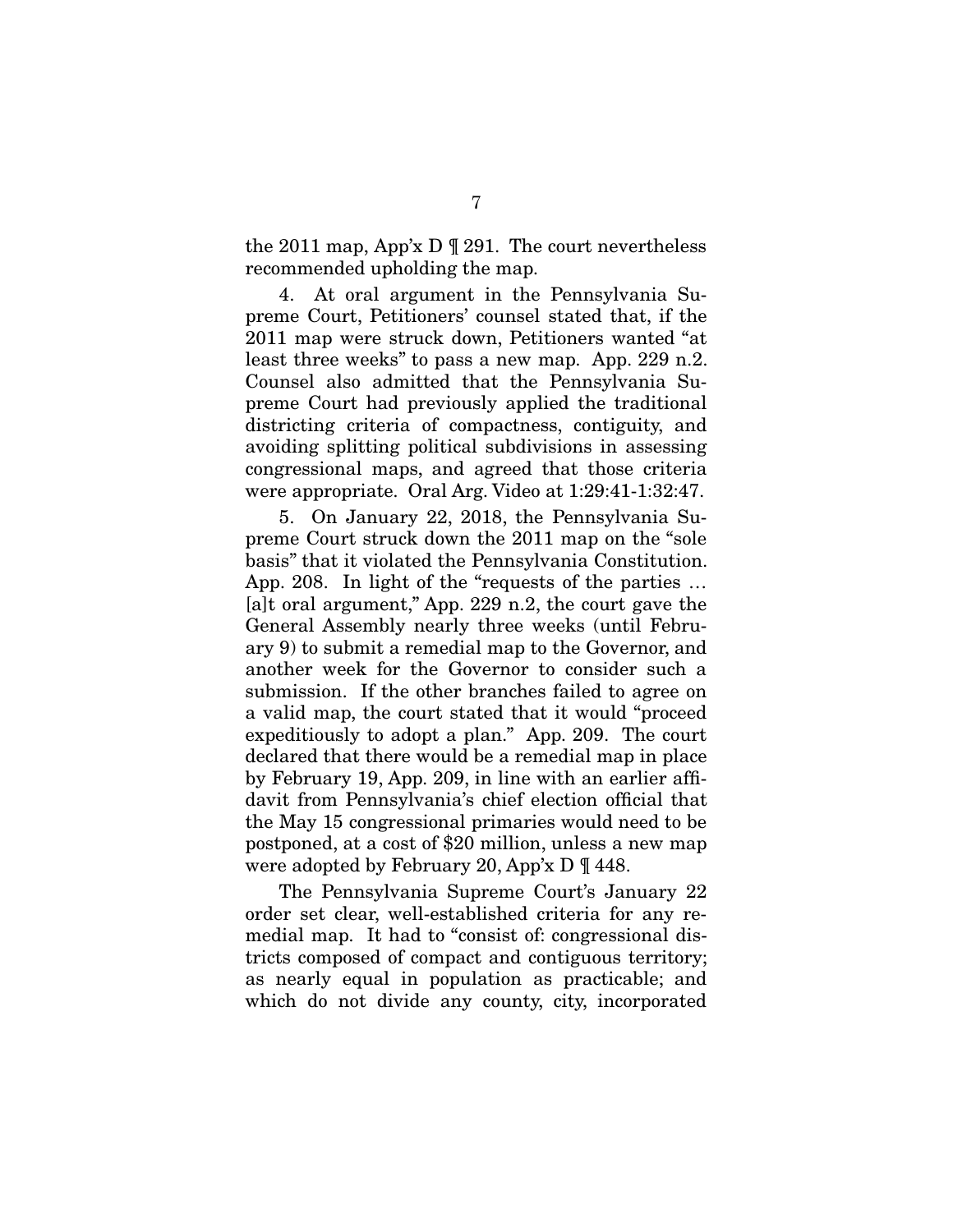the 2011 map, App'x D ¶ 291. The court nevertheless recommended upholding the map.

4. At oral argument in the Pennsylvania Supreme Court, Petitioners' counsel stated that, if the 2011 map were struck down, Petitioners wanted "at least three weeks" to pass a new map. App. 229 n.2. Counsel also admitted that the Pennsylvania Supreme Court had previously applied the traditional districting criteria of compactness, contiguity, and avoiding splitting political subdivisions in assessing congressional maps, and agreed that those criteria were appropriate. Oral Arg. Video at 1:29:41-1:32:47.

5. On January 22, 2018, the Pennsylvania Supreme Court struck down the 2011 map on the "sole basis" that it violated the Pennsylvania Constitution. App. 208. In light of the "requests of the parties … [a]t oral argument," App. 229 n.2, the court gave the General Assembly nearly three weeks (until February 9) to submit a remedial map to the Governor, and another week for the Governor to consider such a submission. If the other branches failed to agree on a valid map, the court stated that it would "proceed expeditiously to adopt a plan." App. 209. The court declared that there would be a remedial map in place by February 19, App. 209, in line with an earlier affidavit from Pennsylvania's chief election official that the May 15 congressional primaries would need to be postponed, at a cost of $20 million, unless a new map were adopted by February 20, App'x D ¶ 448.

The Pennsylvania Supreme Court's January 22 order set clear, well-established criteria for any remedial map. It had to "consist of: congressional districts composed of compact and contiguous territory; as nearly equal in population as practicable; and which do not divide any county, city, incorporated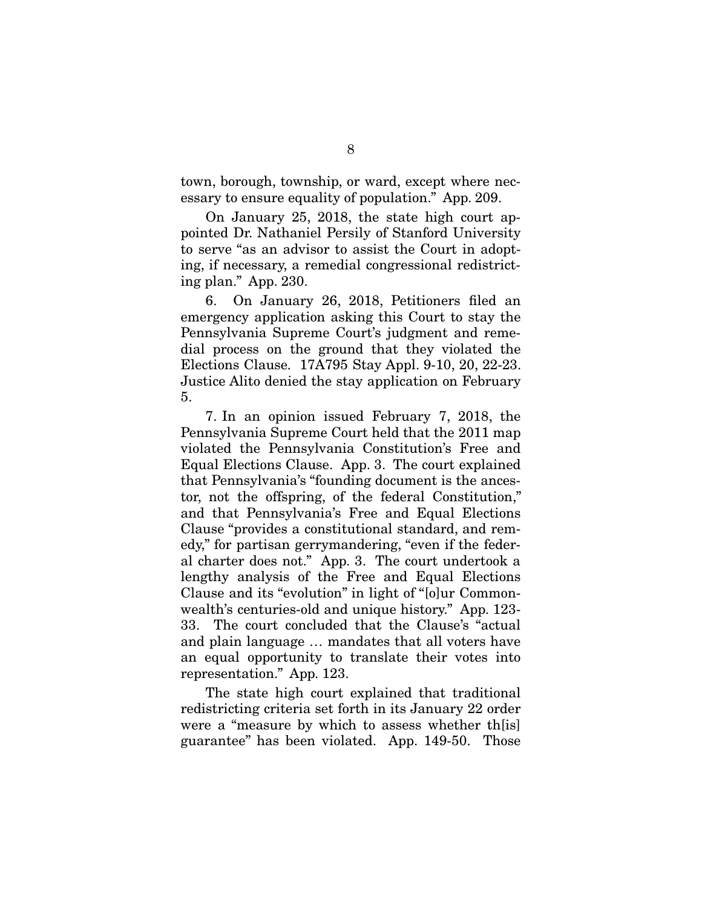town, borough, township, or ward, except where necessary to ensure equality of population." App. 209.

On January 25, 2018, the state high court appointed Dr. Nathaniel Persily of Stanford University to serve "as an advisor to assist the Court in adopting, if necessary, a remedial congressional redistricting plan." App. 230.

6. On January 26, 2018, Petitioners filed an emergency application asking this Court to stay the Pennsylvania Supreme Court's judgment and remedial process on the ground that they violated the Elections Clause. 17A795 Stay Appl. 9-10, 20, 22-23. Justice Alito denied the stay application on February 5.

7. In an opinion issued February 7, 2018, the Pennsylvania Supreme Court held that the 2011 map violated the Pennsylvania Constitution's Free and Equal Elections Clause. App. 3. The court explained that Pennsylvania's "founding document is the ancestor, not the offspring, of the federal Constitution," and that Pennsylvania's Free and Equal Elections Clause "provides a constitutional standard, and remedy," for partisan gerrymandering, "even if the federal charter does not." App. 3. The court undertook a lengthy analysis of the Free and Equal Elections Clause and its "evolution" in light of "[o]ur Commonwealth's centuries-old and unique history." App. 123-33. The court concluded that the Clause's "actual and plain language … mandates that all voters have an equal opportunity to translate their votes into representation." App. 123.

The state high court explained that traditional redistricting criteria set forth in its January 22 order were a "measure by which to assess whether th[is] guarantee" has been violated. App. 149-50. Those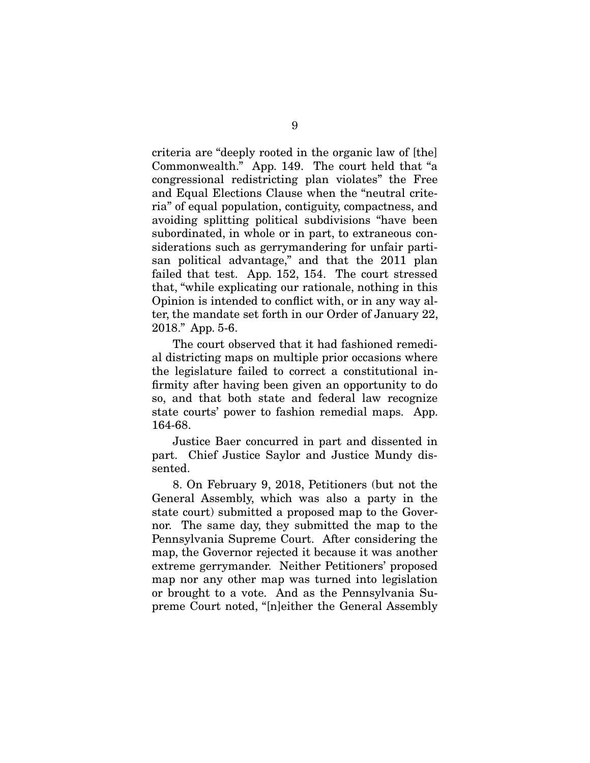criteria are "deeply rooted in the organic law of [the] Commonwealth." App. 149. The court held that "a congressional redistricting plan violates" the Free and Equal Elections Clause when the "neutral criteria" of equal population, contiguity, compactness, and avoiding splitting political subdivisions "have been subordinated, in whole or in part, to extraneous considerations such as gerrymandering for unfair partisan political advantage," and that the 2011 plan failed that test. App. 152, 154. The court stressed that, "while explicating our rationale, nothing in this Opinion is intended to conflict with, or in any way alter, the mandate set forth in our Order of January 22, 2018." App. 5-6.

The court observed that it had fashioned remedial districting maps on multiple prior occasions where the legislature failed to correct a constitutional infirmity after having been given an opportunity to do so, and that both state and federal law recognize state courts' power to fashion remedial maps. App. 164-68.

Justice Baer concurred in part and dissented in part. Chief Justice Saylor and Justice Mundy dissented.

8. On February 9, 2018, Petitioners (but not the General Assembly, which was also a party in the state court) submitted a proposed map to the Governor. The same day, they submitted the map to the Pennsylvania Supreme Court. After considering the map, the Governor rejected it because it was another extreme gerrymander. Neither Petitioners' proposed map nor any other map was turned into legislation or brought to a vote. And as the Pennsylvania Supreme Court noted, "[n]either the General Assembly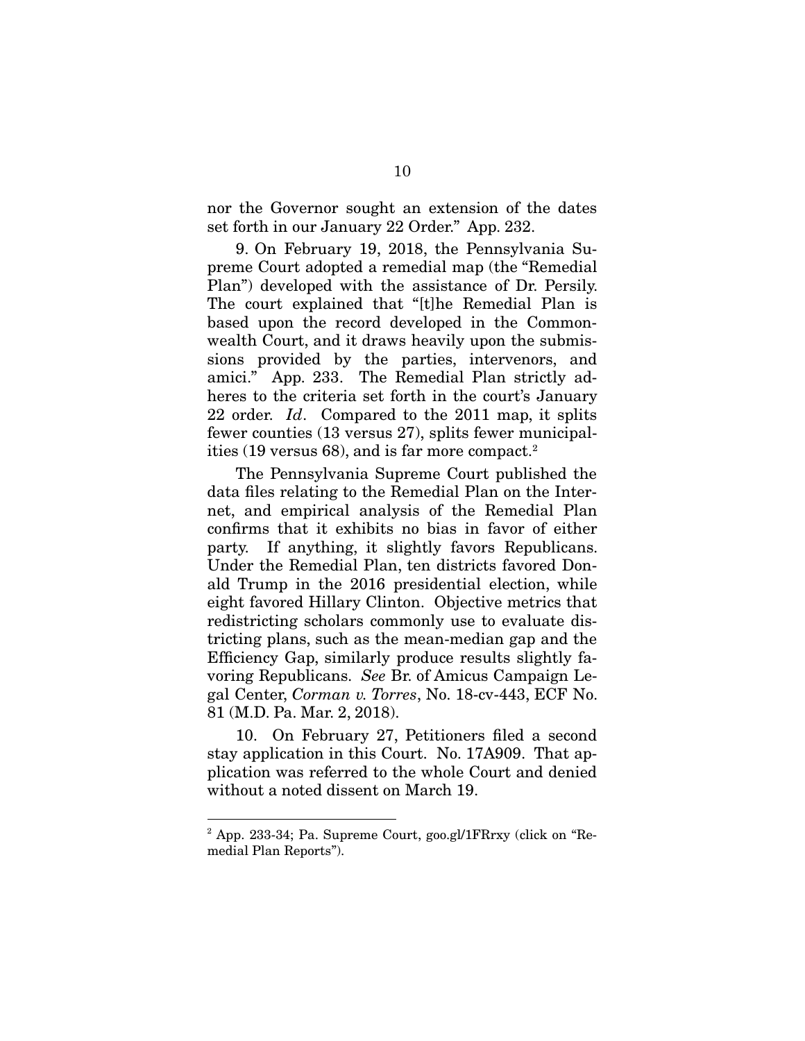nor the Governor sought an extension of the dates set forth in our January 22 Order." App. 232.

9. On February 19, 2018, the Pennsylvania Supreme Court adopted a remedial map (the "Remedial Plan") developed with the assistance of Dr. Persily. The court explained that "[t]he Remedial Plan is based upon the record developed in the Commonwealth Court, and it draws heavily upon the submissions provided by the parties, intervenors, and amici." App. 233. The Remedial Plan strictly adheres to the criteria set forth in the court's January 22 order. *Id*. Compared to the 2011 map, it splits fewer counties (13 versus 27), splits fewer municipalities (19 versus 68), and is far more compact.[2]

The Pennsylvania Supreme Court published the data files relating to the Remedial Plan on the Internet, and empirical analysis of the Remedial Plan confirms that it exhibits no bias in favor of either party. If anything, it slightly favors Republicans. Under the Remedial Plan, ten districts favored Donald Trump in the 2016 presidential election, while eight favored Hillary Clinton. Objective metrics that redistricting scholars commonly use to evaluate districting plans, such as the mean-median gap and the Efficiency Gap, similarly produce results slightly favoring Republicans. *See* Br. of Amicus Campaign Legal Center, *Corman v. Torres*, No. 18-cv-443, ECF No. 81 (M.D. Pa. Mar. 2, 2018).

10. On February 27, Petitioners filed a second stay application in this Court. No. 17A909. That application was referred to the whole Court and denied without a noted dissent on March 19.

---

[2] App. 233-34; Pa. Supreme Court, goo.gl/1FRrxy (click on "Remedial Plan Reports").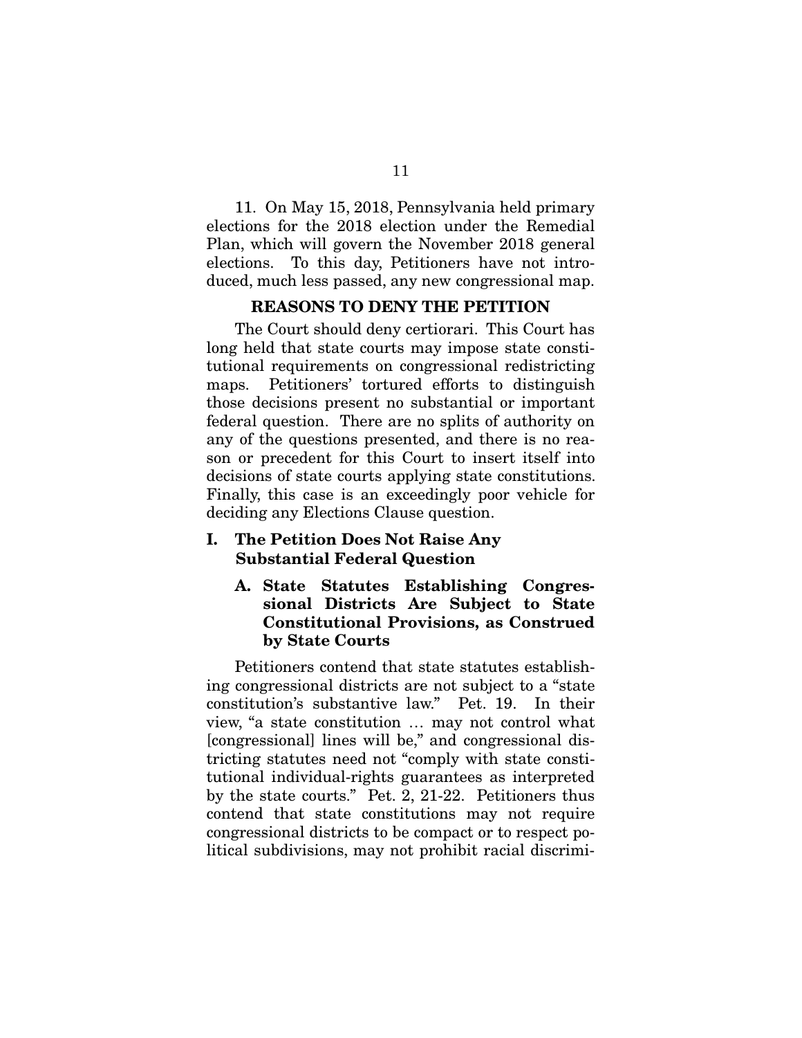11. On May 15, 2018, Pennsylvania held primary elections for the 2018 election under the Remedial Plan, which will govern the November 2018 general elections. To this day, Petitioners have not introduced, much less passed, any new congressional map.

## REASONS TO DENY THE PETITION

The Court should deny certiorari. This Court has long held that state courts may impose state constitutional requirements on congressional redistricting maps. Petitioners' tortured efforts to distinguish those decisions present no substantial or important federal question. There are no splits of authority on any of the questions presented, and there is no reason or precedent for this Court to insert itself into decisions of state courts applying state constitutions. Finally, this case is an exceedingly poor vehicle for deciding any Elections Clause question.

### I. The Petition Does Not Raise Any Substantial Federal Question

#### A. State Statutes Establishing Congressional Districts Are Subject to State Constitutional Provisions, as Construed by State Courts

Petitioners contend that state statutes establishing congressional districts are not subject to a "state constitution's substantive law." Pet. 19. In their view, "a state constitution … may not control what [congressional] lines will be," and congressional districting statutes need not "comply with state constitutional individual-rights guarantees as interpreted by the state courts." Pet. 2, 21-22. Petitioners thus contend that state constitutions may not require congressional districts to be compact or to respect political subdivisions, may not prohibit racial discrimi-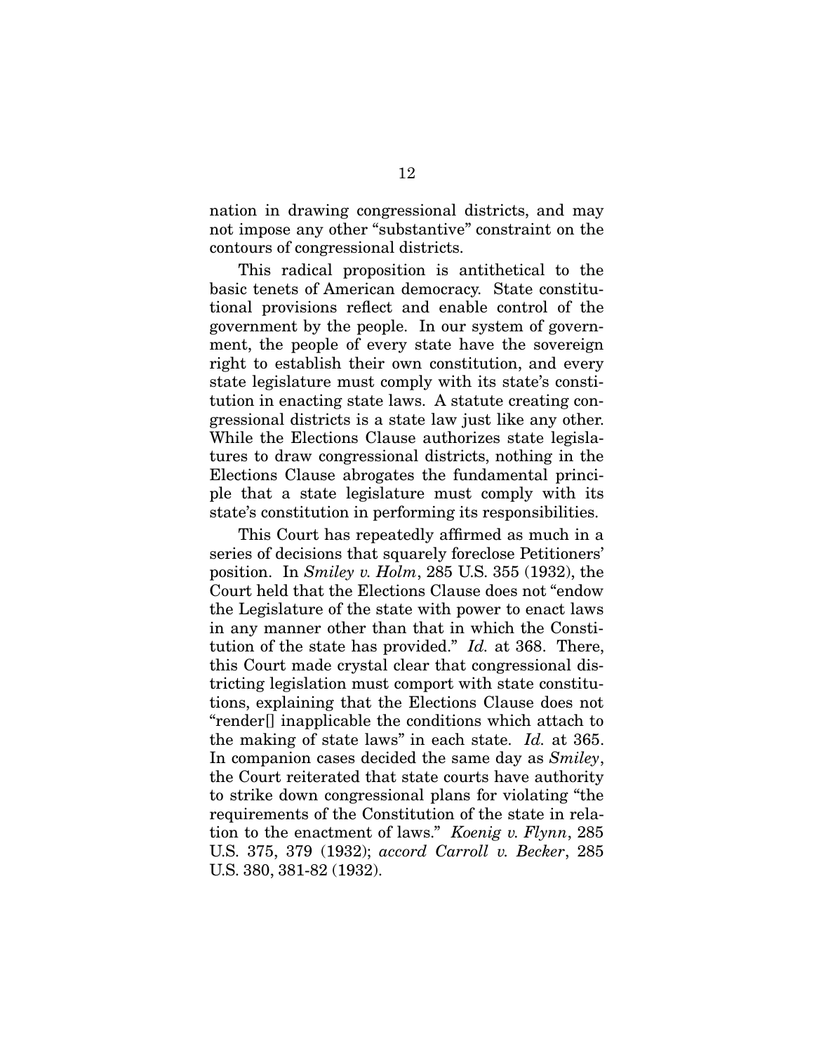nation in drawing congressional districts, and may not impose any other "substantive" constraint on the contours of congressional districts.

This radical proposition is antithetical to the basic tenets of American democracy. State constitutional provisions reflect and enable control of the government by the people. In our system of government, the people of every state have the sovereign right to establish their own constitution, and every state legislature must comply with its state's constitution in enacting state laws. A statute creating congressional districts is a state law just like any other. While the Elections Clause authorizes state legislatures to draw congressional districts, nothing in the Elections Clause abrogates the fundamental principle that a state legislature must comply with its state's constitution in performing its responsibilities.

This Court has repeatedly affirmed as much in a series of decisions that squarely foreclose Petitioners' position. In *Smiley v. Holm*, 285 U.S. 355 (1932), the Court held that the Elections Clause does not "endow the Legislature of the state with power to enact laws in any manner other than that in which the Constitution of the state has provided." *Id.* at 368. There, this Court made crystal clear that congressional districting legislation must comport with state constitutions, explaining that the Elections Clause does not "render[] inapplicable the conditions which attach to the making of state laws" in each state. *Id.* at 365. In companion cases decided the same day as *Smiley*, the Court reiterated that state courts have authority to strike down congressional plans for violating "the requirements of the Constitution of the state in relation to the enactment of laws." *Koenig v. Flynn*, 285 U.S. 375, 379 (1932); *accord Carroll v. Becker*, 285 U.S. 380, 381-82 (1932).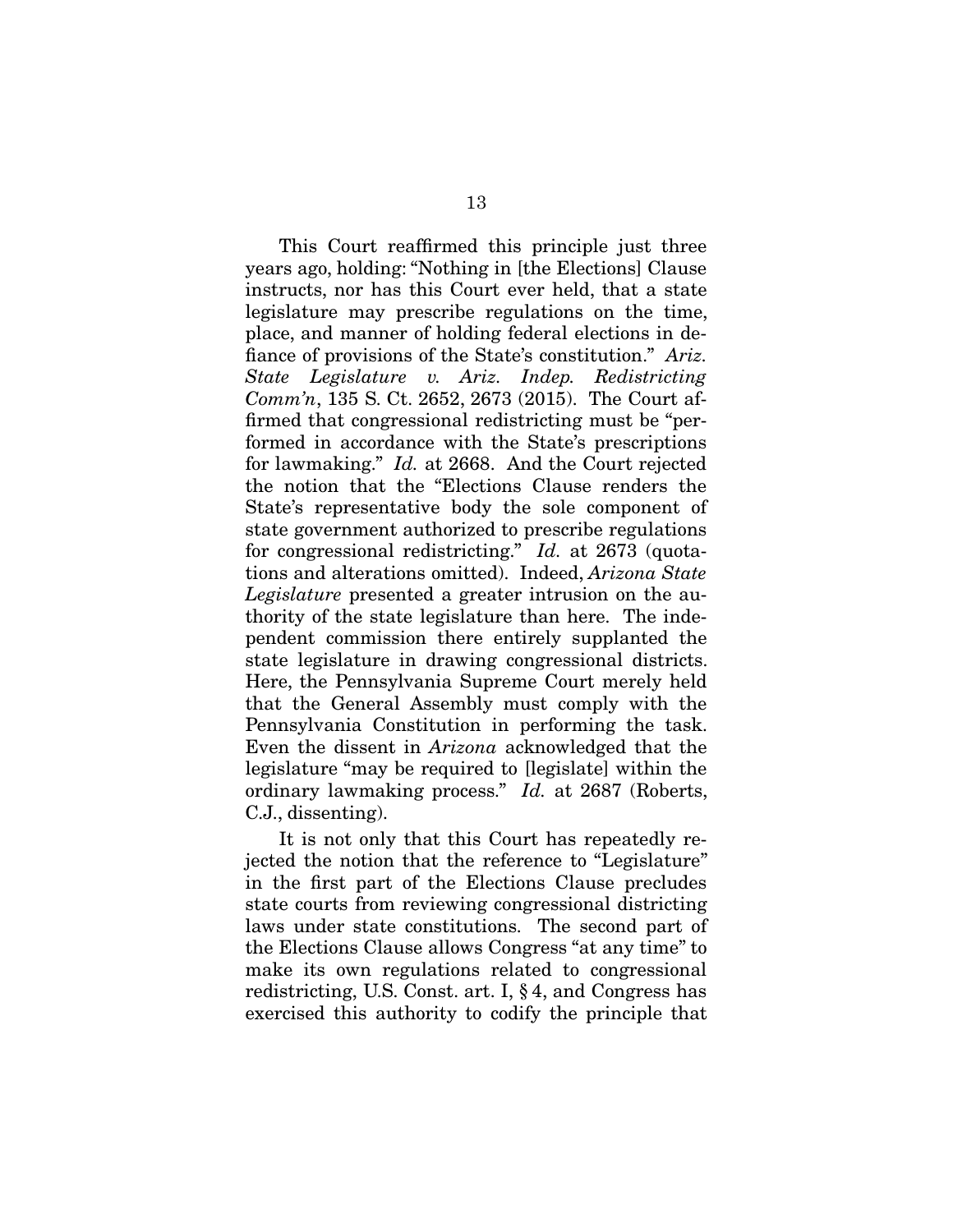This Court reaffirmed this principle just three years ago, holding: "Nothing in [the Elections] Clause instructs, nor has this Court ever held, that a state legislature may prescribe regulations on the time, place, and manner of holding federal elections in defiance of provisions of the State's constitution." *Ariz. State Legislature v. Ariz. Indep. Redistricting Comm'n*, 135 S. Ct. 2652, 2673 (2015). The Court affirmed that congressional redistricting must be "performed in accordance with the State's prescriptions for lawmaking." *Id.* at 2668. And the Court rejected the notion that the "Elections Clause renders the State's representative body the sole component of state government authorized to prescribe regulations for congressional redistricting." *Id.* at 2673 (quotations and alterations omitted). Indeed, *Arizona State Legislature* presented a greater intrusion on the authority of the state legislature than here. The independent commission there entirely supplanted the state legislature in drawing congressional districts. Here, the Pennsylvania Supreme Court merely held that the General Assembly must comply with the Pennsylvania Constitution in performing the task. Even the dissent in *Arizona* acknowledged that the legislature "may be required to [legislate] within the ordinary lawmaking process." *Id.* at 2687 (Roberts, C.J., dissenting).

It is not only that this Court has repeatedly rejected the notion that the reference to "Legislature" in the first part of the Elections Clause precludes state courts from reviewing congressional districting laws under state constitutions. The second part of the Elections Clause allows Congress "at any time" to make its own regulations related to congressional redistricting, U.S. Const. art. I, § 4, and Congress has exercised this authority to codify the principle that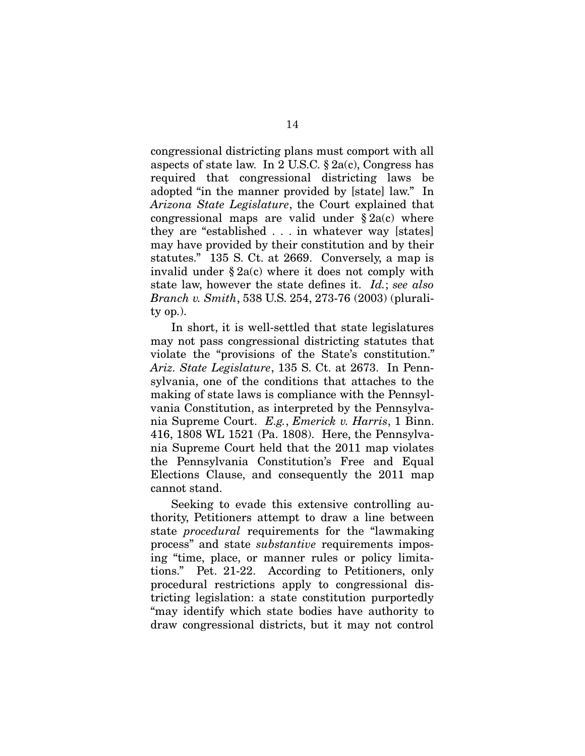congressional districting plans must comport with all aspects of state law. In 2 U.S.C. § 2a(c), Congress has required that congressional districting laws be adopted "in the manner provided by [state] law." In *Arizona State Legislature*, the Court explained that congressional maps are valid under § 2a(c) where they are "established . . . in whatever way [states] may have provided by their constitution and by their statutes." 135 S. Ct. at 2669. Conversely, a map is invalid under § 2a(c) where it does not comply with state law, however the state defines it. *Id.*; *see also Branch v. Smith*, 538 U.S. 254, 273-76 (2003) (plurality op.).

In short, it is well-settled that state legislatures may not pass congressional districting statutes that violate the "provisions of the State's constitution." *Ariz. State Legislature*, 135 S. Ct. at 2673. In Pennsylvania, one of the conditions that attaches to the making of state laws is compliance with the Pennsylvania Constitution, as interpreted by the Pennsylvania Supreme Court. *E.g.*, *Emerick v. Harris*, 1 Binn. 416, 1808 WL 1521 (Pa. 1808). Here, the Pennsylvania Supreme Court held that the 2011 map violates the Pennsylvania Constitution's Free and Equal Elections Clause, and consequently the 2011 map cannot stand.

Seeking to evade this extensive controlling authority, Petitioners attempt to draw a line between state *procedural* requirements for the "lawmaking process" and state *substantive* requirements imposing "time, place, or manner rules or policy limitations." Pet. 21-22. According to Petitioners, only procedural restrictions apply to congressional districting legislation: a state constitution purportedly "may identify which state bodies have authority to draw congressional districts, but it may not control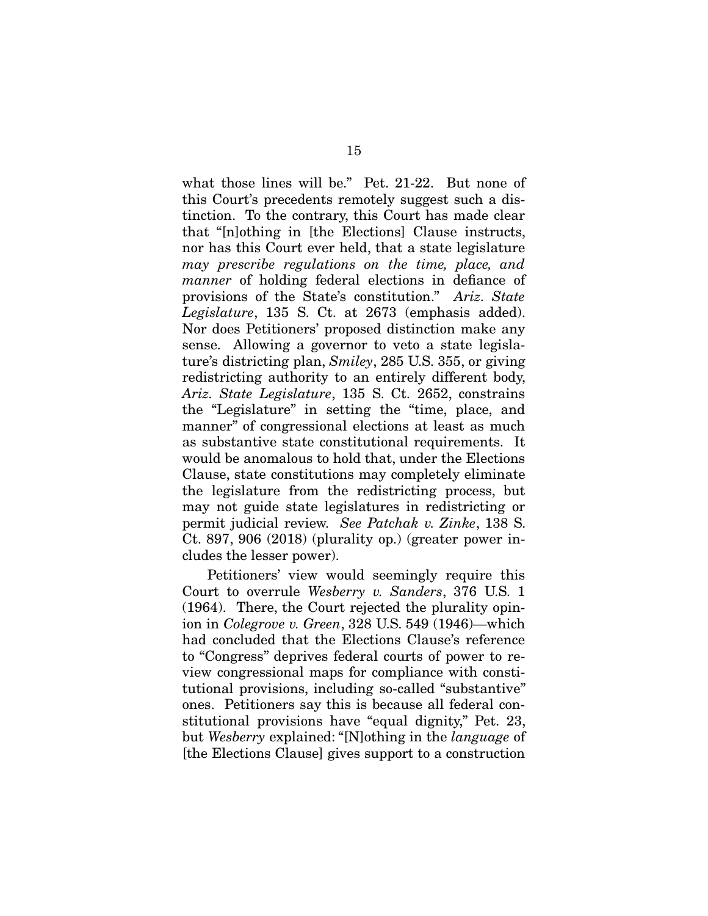what those lines will be." Pet. 21-22. But none of this Court's precedents remotely suggest such a distinction. To the contrary, this Court has made clear that "[n]othing in [the Elections] Clause instructs, nor has this Court ever held, that a state legislature *may prescribe regulations on the time, place, and manner* of holding federal elections in defiance of provisions of the State's constitution." *Ariz. State Legislature*, 135 S. Ct. at 2673 (emphasis added). Nor does Petitioners' proposed distinction make any sense. Allowing a governor to veto a state legislature's districting plan, *Smiley*, 285 U.S. 355, or giving redistricting authority to an entirely different body, *Ariz. State Legislature*, 135 S. Ct. 2652, constrains the "Legislature" in setting the "time, place, and manner" of congressional elections at least as much as substantive state constitutional requirements. It would be anomalous to hold that, under the Elections Clause, state constitutions may completely eliminate the legislature from the redistricting process, but may not guide state legislatures in redistricting or permit judicial review. *See Patchak v. Zinke*, 138 S. Ct. 897, 906 (2018) (plurality op.) (greater power includes the lesser power).

Petitioners' view would seemingly require this Court to overrule *Wesberry v. Sanders*, 376 U.S. 1 (1964). There, the Court rejected the plurality opinion in *Colegrove v. Green*, 328 U.S. 549 (1946)—which had concluded that the Elections Clause's reference to "Congress" deprives federal courts of power to review congressional maps for compliance with constitutional provisions, including so-called "substantive" ones. Petitioners say this is because all federal constitutional provisions have "equal dignity," Pet. 23, but *Wesberry* explained: "[N]othing in the *language* of [the Elections Clause] gives support to a construction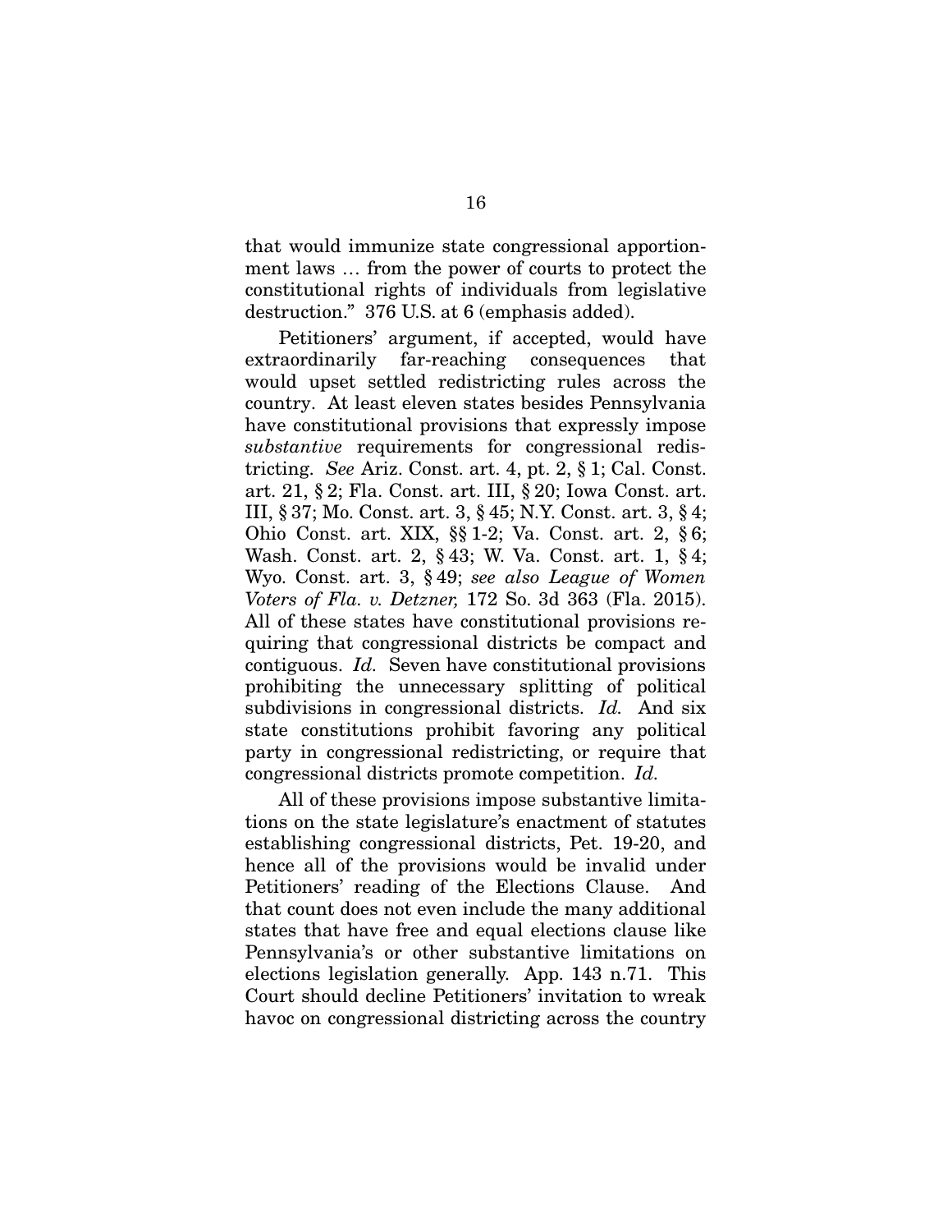that would immunize state congressional apportionment laws … from the power of courts to protect the constitutional rights of individuals from legislative destruction." 376 U.S. at 6 (emphasis added).

Petitioners' argument, if accepted, would have extraordinarily far-reaching consequences that would upset settled redistricting rules across the country. At least eleven states besides Pennsylvania have constitutional provisions that expressly impose *substantive* requirements for congressional redistricting. *See* Ariz. Const. art. 4, pt. 2, § 1; Cal. Const. art. 21, § 2; Fla. Const. art. III, § 20; Iowa Const. art. III, § 37; Mo. Const. art. 3, § 45; N.Y. Const. art. 3, § 4; Ohio Const. art. XIX, §§ 1-2; Va. Const. art. 2, § 6; Wash. Const. art. 2, § 43; W. Va. Const. art. 1, § 4; Wyo. Const. art. 3, § 49; *see also League of Women Voters of Fla. v. Detzner,* 172 So. 3d 363 (Fla. 2015). All of these states have constitutional provisions requiring that congressional districts be compact and contiguous. *Id.* Seven have constitutional provisions prohibiting the unnecessary splitting of political subdivisions in congressional districts. *Id.* And six state constitutions prohibit favoring any political party in congressional redistricting, or require that congressional districts promote competition. *Id.*

All of these provisions impose substantive limitations on the state legislature's enactment of statutes establishing congressional districts, Pet. 19-20, and hence all of the provisions would be invalid under Petitioners' reading of the Elections Clause. And that count does not even include the many additional states that have free and equal elections clause like Pennsylvania's or other substantive limitations on elections legislation generally. App. 143 n.71. This Court should decline Petitioners' invitation to wreak havoc on congressional districting across the country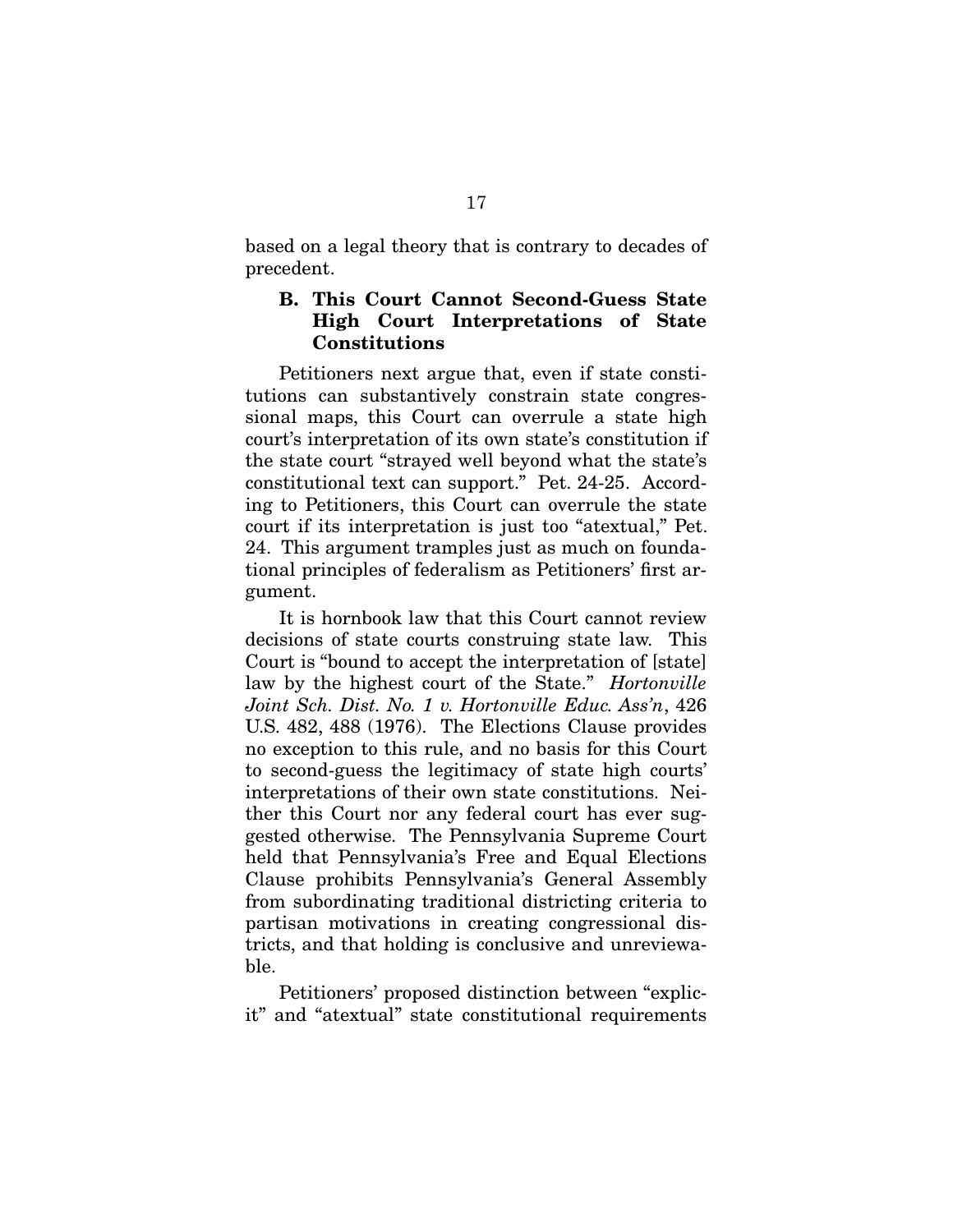based on a legal theory that is contrary to decades of precedent.

### B. This Court Cannot Second-Guess State High Court Interpretations of State Constitutions

Petitioners next argue that, even if state constitutions can substantively constrain state congressional maps, this Court can overrule a state high court's interpretation of its own state's constitution if the state court "strayed well beyond what the state's constitutional text can support." Pet. 24-25. According to Petitioners, this Court can overrule the state court if its interpretation is just too "atextual," Pet. 24. This argument tramples just as much on foundational principles of federalism as Petitioners' first argument.

It is hornbook law that this Court cannot review decisions of state courts construing state law. This Court is "bound to accept the interpretation of [state] law by the highest court of the State." *Hortonville Joint Sch. Dist. No. 1 v. Hortonville Educ. Ass'n*, 426 U.S. 482, 488 (1976). The Elections Clause provides no exception to this rule, and no basis for this Court to second-guess the legitimacy of state high courts' interpretations of their own state constitutions. Neither this Court nor any federal court has ever suggested otherwise. The Pennsylvania Supreme Court held that Pennsylvania's Free and Equal Elections Clause prohibits Pennsylvania's General Assembly from subordinating traditional districting criteria to partisan motivations in creating congressional districts, and that holding is conclusive and unreviewable.

Petitioners' proposed distinction between "explicit" and "atextual" state constitutional requirements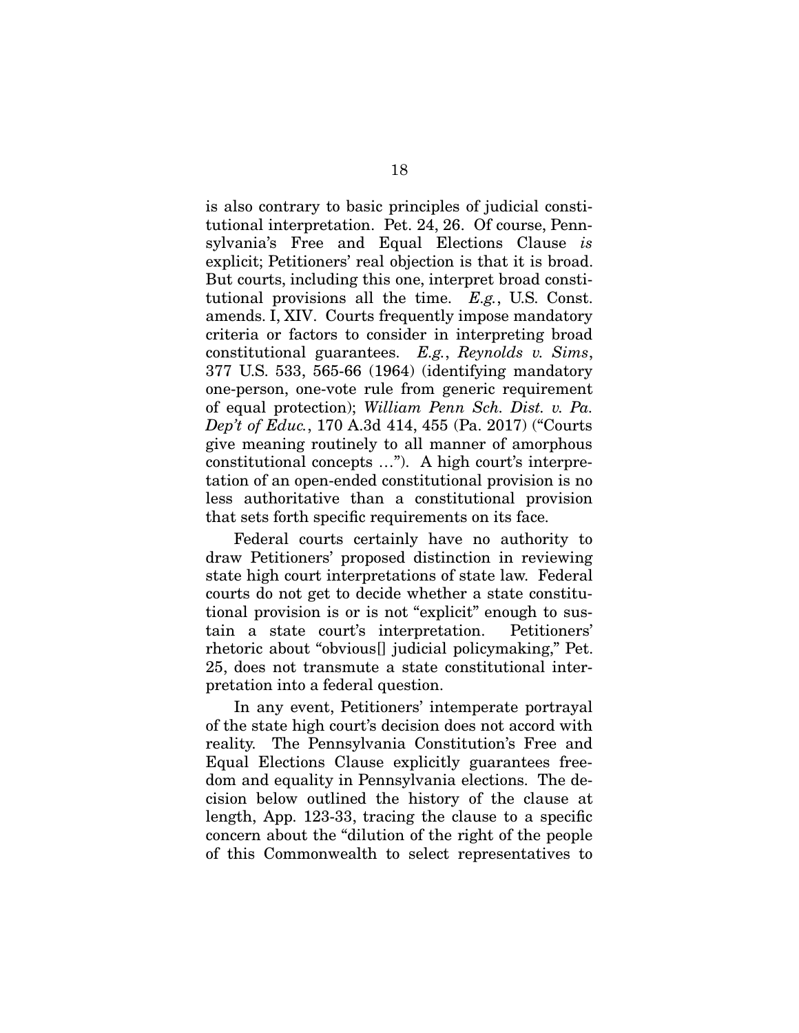is also contrary to basic principles of judicial constitutional interpretation. Pet. 24, 26. Of course, Pennsylvania's Free and Equal Elections Clause *is* explicit; Petitioners' real objection is that it is broad. But courts, including this one, interpret broad constitutional provisions all the time. *E.g.*, U.S. Const. amends. I, XIV. Courts frequently impose mandatory criteria or factors to consider in interpreting broad constitutional guarantees. *E.g.*, *Reynolds v. Sims*, 377 U.S. 533, 565-66 (1964) (identifying mandatory one-person, one-vote rule from generic requirement of equal protection); *William Penn Sch. Dist. v. Pa. Dep't of Educ.*, 170 A.3d 414, 455 (Pa. 2017) ("Courts give meaning routinely to all manner of amorphous constitutional concepts …"). A high court's interpretation of an open-ended constitutional provision is no less authoritative than a constitutional provision that sets forth specific requirements on its face.

Federal courts certainly have no authority to draw Petitioners' proposed distinction in reviewing state high court interpretations of state law. Federal courts do not get to decide whether a state constitutional provision is or is not "explicit" enough to sustain a state court's interpretation. Petitioners' rhetoric about "obvious[] judicial policymaking," Pet. 25, does not transmute a state constitutional interpretation into a federal question.

In any event, Petitioners' intemperate portrayal of the state high court's decision does not accord with reality. The Pennsylvania Constitution's Free and Equal Elections Clause explicitly guarantees freedom and equality in Pennsylvania elections. The decision below outlined the history of the clause at length, App. 123-33, tracing the clause to a specific concern about the "dilution of the right of the people of this Commonwealth to select representatives to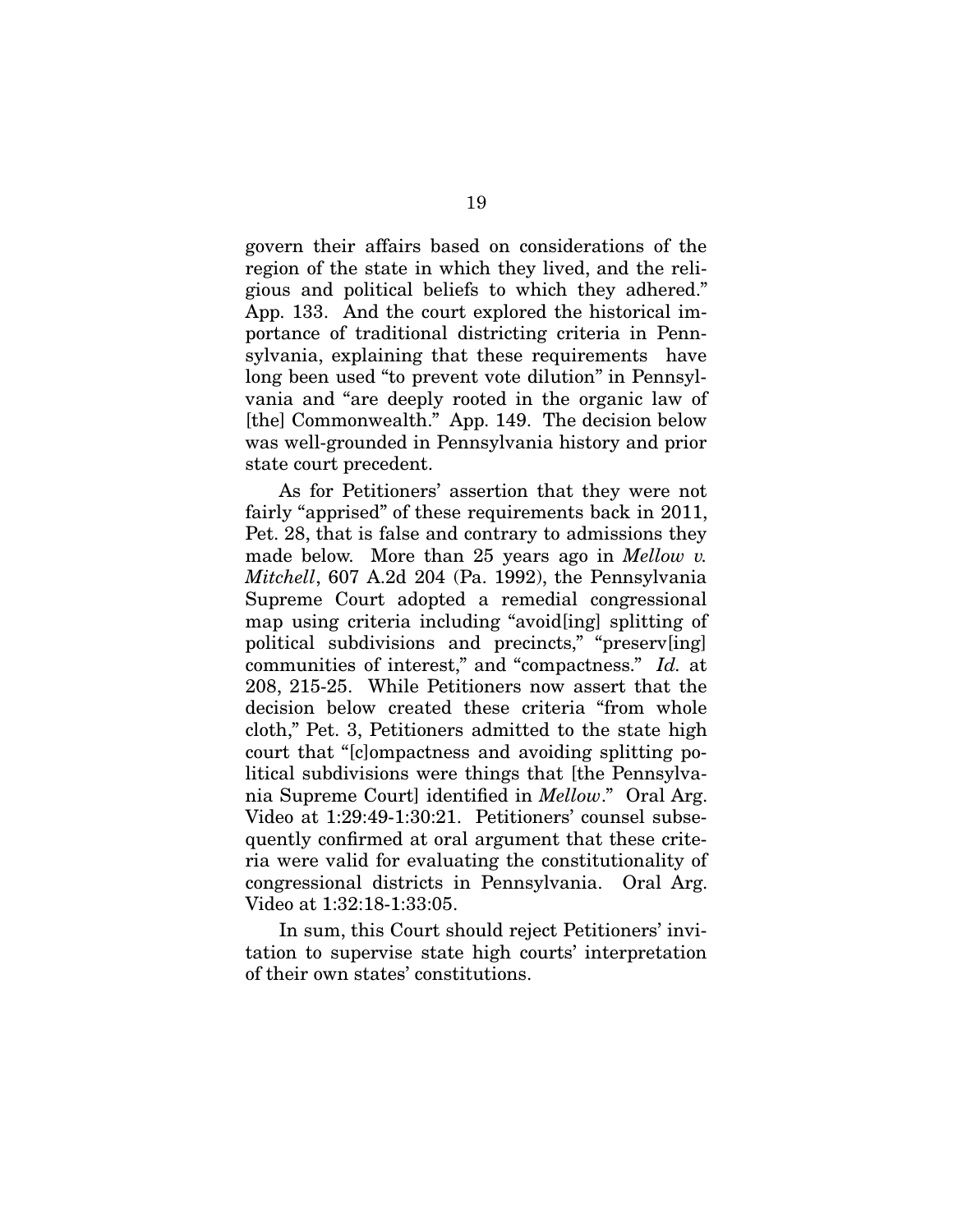govern their affairs based on considerations of the region of the state in which they lived, and the religious and political beliefs to which they adhered." App. 133. And the court explored the historical importance of traditional districting criteria in Pennsylvania, explaining that these requirements have long been used "to prevent vote dilution" in Pennsylvania and "are deeply rooted in the organic law of [the] Commonwealth." App. 149. The decision below was well-grounded in Pennsylvania history and prior state court precedent.

As for Petitioners' assertion that they were not fairly "apprised" of these requirements back in 2011, Pet. 28, that is false and contrary to admissions they made below. More than 25 years ago in *Mellow v. Mitchell*, 607 A.2d 204 (Pa. 1992), the Pennsylvania Supreme Court adopted a remedial congressional map using criteria including "avoid[ing] splitting of political subdivisions and precincts," "preserv[ing] communities of interest," and "compactness." *Id.* at 208, 215-25. While Petitioners now assert that the decision below created these criteria "from whole cloth," Pet. 3, Petitioners admitted to the state high court that "[c]ompactness and avoiding splitting political subdivisions were things that [the Pennsylvania Supreme Court] identified in *Mellow*." Oral Arg. Video at 1:29:49-1:30:21. Petitioners' counsel subsequently confirmed at oral argument that these criteria were valid for evaluating the constitutionality of congressional districts in Pennsylvania. Oral Arg. Video at 1:32:18-1:33:05.

In sum, this Court should reject Petitioners' invitation to supervise state high courts' interpretation of their own states' constitutions.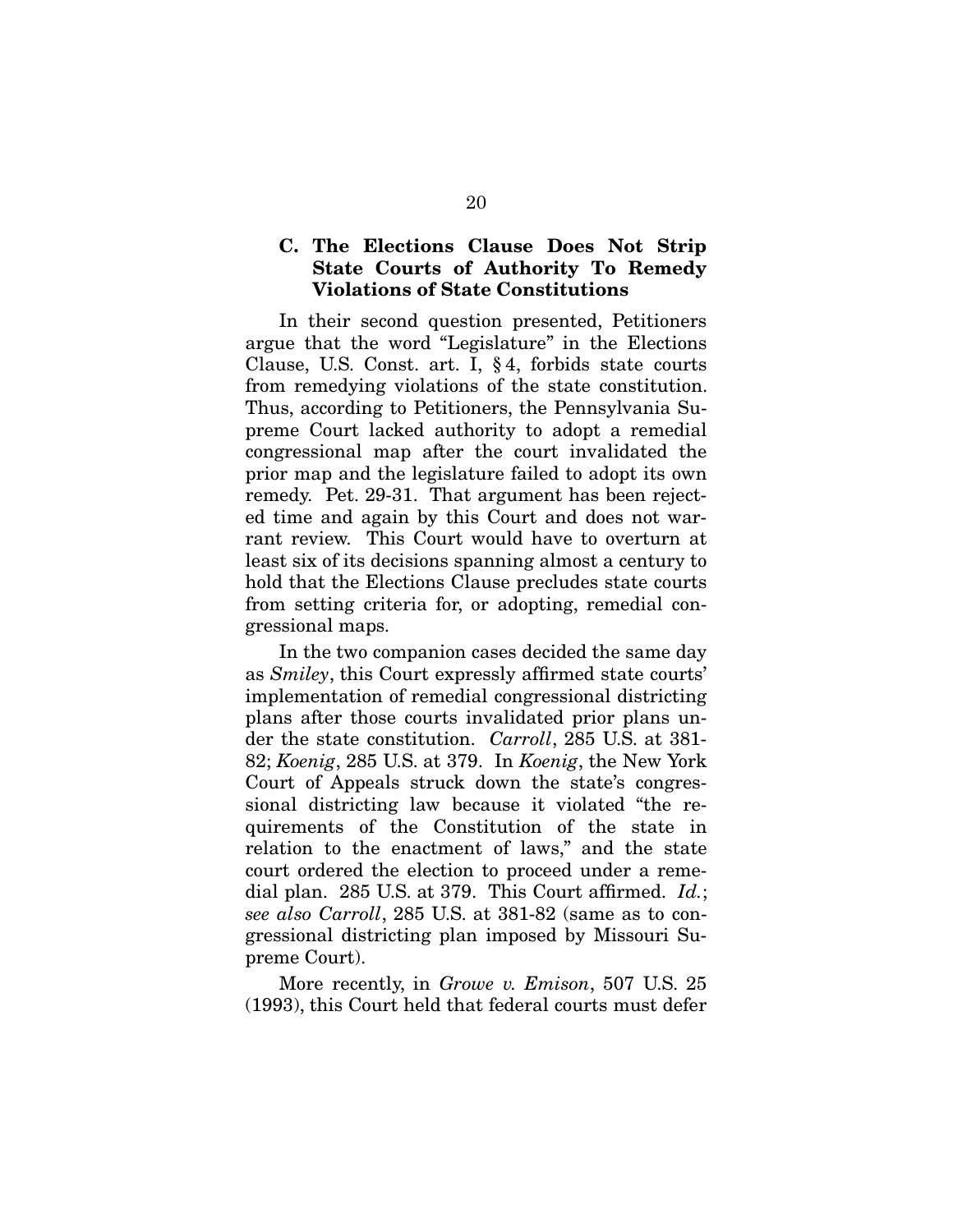### C. The Elections Clause Does Not Strip State Courts of Authority To Remedy Violations of State Constitutions

In their second question presented, Petitioners argue that the word "Legislature" in the Elections Clause, U.S. Const. art. I, § 4, forbids state courts from remedying violations of the state constitution. Thus, according to Petitioners, the Pennsylvania Supreme Court lacked authority to adopt a remedial congressional map after the court invalidated the prior map and the legislature failed to adopt its own remedy. Pet. 29-31. That argument has been rejected time and again by this Court and does not warrant review. This Court would have to overturn at least six of its decisions spanning almost a century to hold that the Elections Clause precludes state courts from setting criteria for, or adopting, remedial congressional maps.

In the two companion cases decided the same day as *Smiley*, this Court expressly affirmed state courts' implementation of remedial congressional districting plans after those courts invalidated prior plans under the state constitution. *Carroll*, 285 U.S. at 381-82; *Koenig*, 285 U.S. at 379. In *Koenig*, the New York Court of Appeals struck down the state's congressional districting law because it violated "the requirements of the Constitution of the state in relation to the enactment of laws," and the state court ordered the election to proceed under a remedial plan. 285 U.S. at 379. This Court affirmed. *Id.*; *see also Carroll*, 285 U.S. at 381-82 (same as to congressional districting plan imposed by Missouri Supreme Court).

More recently, in *Growe v. Emison*, 507 U.S. 25 (1993), this Court held that federal courts must defer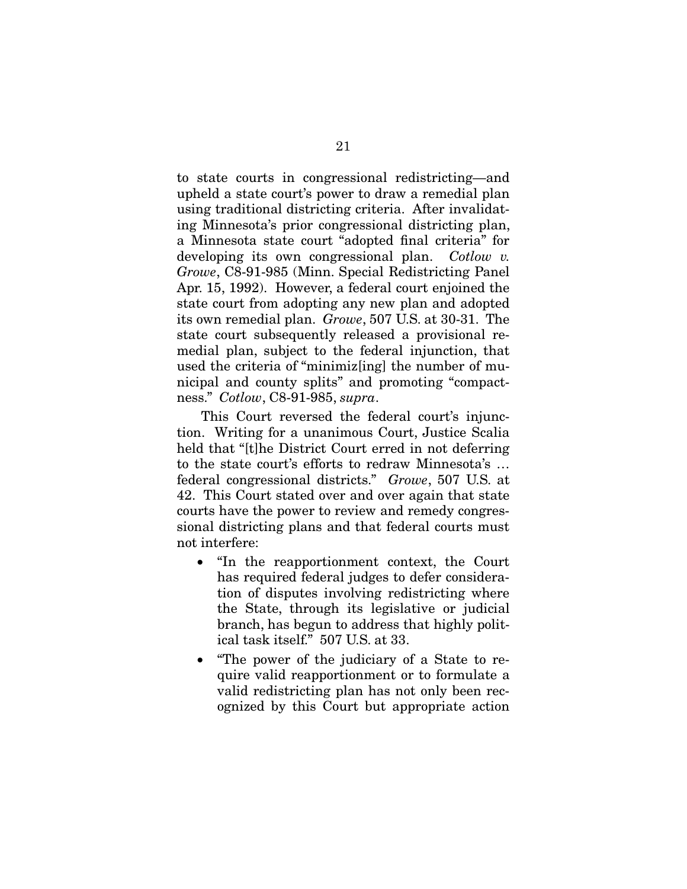to state courts in congressional redistricting—and upheld a state court's power to draw a remedial plan using traditional districting criteria. After invalidating Minnesota's prior congressional districting plan, a Minnesota state court "adopted final criteria" for developing its own congressional plan. *Cotlow v. Growe*, C8-91-985 (Minn. Special Redistricting Panel Apr. 15, 1992). However, a federal court enjoined the state court from adopting any new plan and adopted its own remedial plan. *Growe*, 507 U.S. at 30-31. The state court subsequently released a provisional remedial plan, subject to the federal injunction, that used the criteria of "minimiz[ing] the number of municipal and county splits" and promoting "compactness." *Cotlow*, C8-91-985, *supra*.

This Court reversed the federal court's injunction. Writing for a unanimous Court, Justice Scalia held that "[t]he District Court erred in not deferring to the state court's efforts to redraw Minnesota's … federal congressional districts." *Growe*, 507 U.S. at 42. This Court stated over and over again that state courts have the power to review and remedy congressional districting plans and that federal courts must not interfere:

- "In the reapportionment context, the Court has required federal judges to defer consideration of disputes involving redistricting where the State, through its legislative or judicial branch, has begun to address that highly political task itself." 507 U.S. at 33.
- "The power of the judiciary of a State to require valid reapportionment or to formulate a valid redistricting plan has not only been recognized by this Court but appropriate action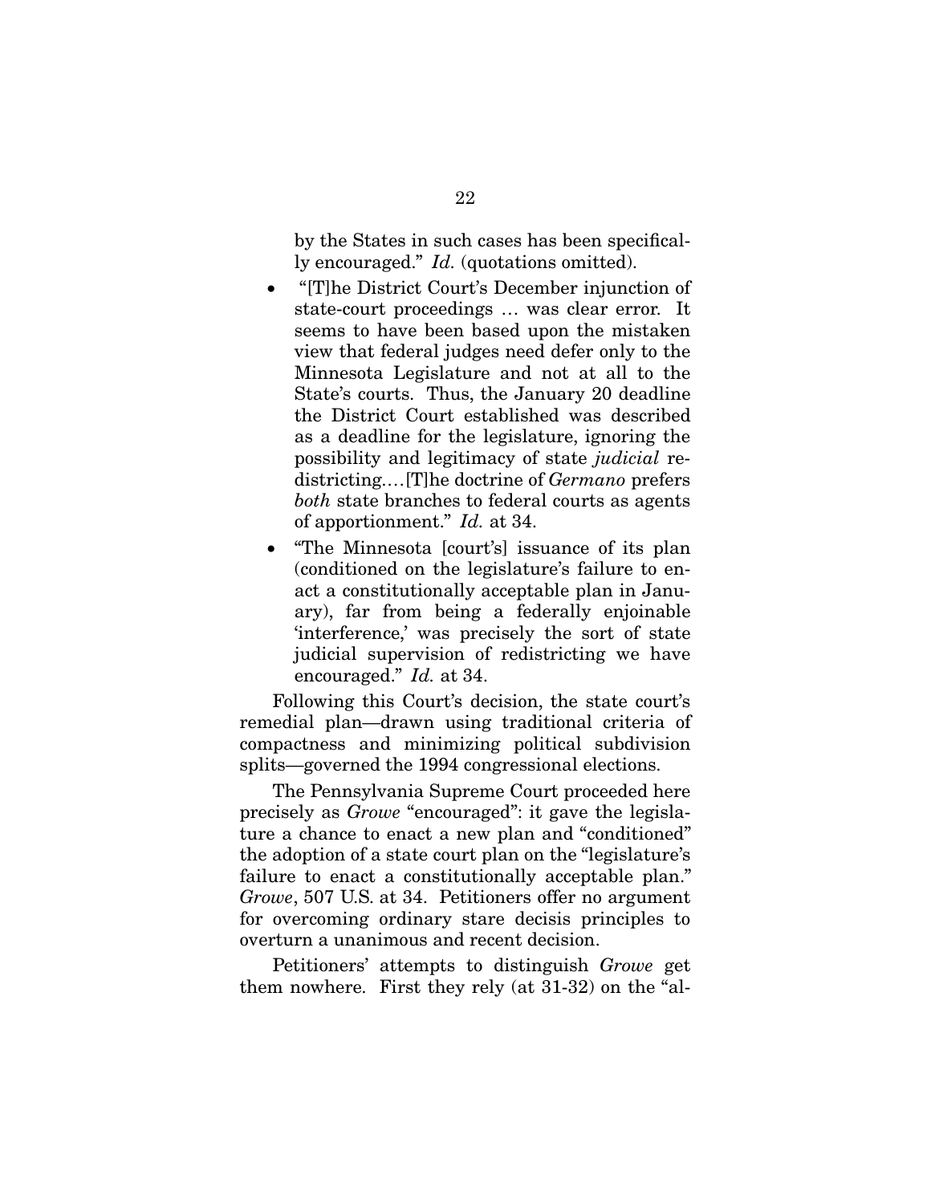by the States in such cases has been specifically encouraged." *Id.* (quotations omitted).

- "[T]he District Court's December injunction of state-court proceedings … was clear error. It seems to have been based upon the mistaken view that federal judges need defer only to the Minnesota Legislature and not at all to the State's courts. Thus, the January 20 deadline the District Court established was described as a deadline for the legislature, ignoring the possibility and legitimacy of state *judicial* redistricting.…[T]he doctrine of *Germano* prefers *both* state branches to federal courts as agents of apportionment." *Id.* at 34.
- "The Minnesota [court's] issuance of its plan (conditioned on the legislature's failure to enact a constitutionally acceptable plan in January), far from being a federally enjoinable 'interference,' was precisely the sort of state judicial supervision of redistricting we have encouraged." *Id.* at 34.

Following this Court's decision, the state court's remedial plan—drawn using traditional criteria of compactness and minimizing political subdivision splits—governed the 1994 congressional elections.

The Pennsylvania Supreme Court proceeded here precisely as *Growe* "encouraged": it gave the legislature a chance to enact a new plan and "conditioned" the adoption of a state court plan on the "legislature's failure to enact a constitutionally acceptable plan." *Growe*, 507 U.S. at 34. Petitioners offer no argument for overcoming ordinary stare decisis principles to overturn a unanimous and recent decision.

Petitioners' attempts to distinguish *Growe* get them nowhere. First they rely (at 31-32) on the "al-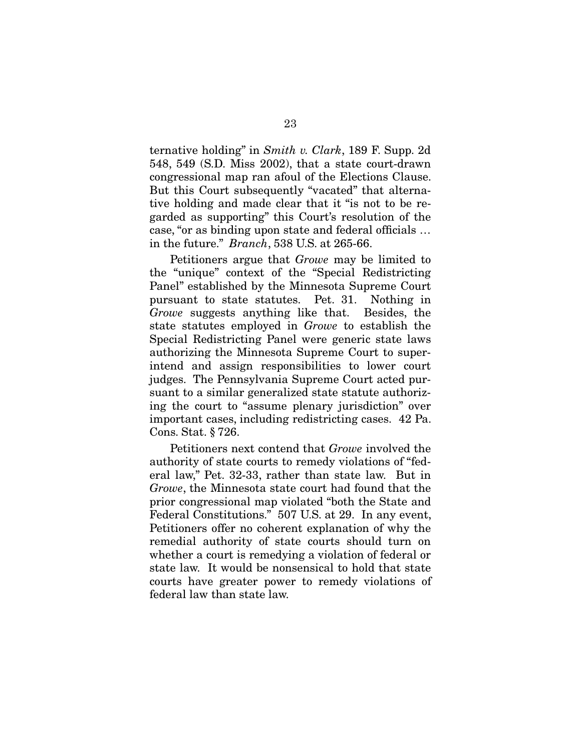ternative holding" in *Smith v. Clark*, 189 F. Supp. 2d 548, 549 (S.D. Miss 2002), that a state court-drawn congressional map ran afoul of the Elections Clause. But this Court subsequently "vacated" that alternative holding and made clear that it "is not to be regarded as supporting" this Court's resolution of the case, "or as binding upon state and federal officials … in the future." *Branch*, 538 U.S. at 265-66.

Petitioners argue that *Growe* may be limited to the "unique" context of the "Special Redistricting Panel" established by the Minnesota Supreme Court pursuant to state statutes. Pet. 31. Nothing in *Growe* suggests anything like that. Besides, the state statutes employed in *Growe* to establish the Special Redistricting Panel were generic state laws authorizing the Minnesota Supreme Court to superintend and assign responsibilities to lower court judges. The Pennsylvania Supreme Court acted pursuant to a similar generalized state statute authorizing the court to "assume plenary jurisdiction" over important cases, including redistricting cases. 42 Pa. Cons. Stat. § 726.

Petitioners next contend that *Growe* involved the authority of state courts to remedy violations of "federal law," Pet. 32-33, rather than state law. But in *Growe*, the Minnesota state court had found that the prior congressional map violated "both the State and Federal Constitutions." 507 U.S. at 29. In any event, Petitioners offer no coherent explanation of why the remedial authority of state courts should turn on whether a court is remedying a violation of federal or state law. It would be nonsensical to hold that state courts have greater power to remedy violations of federal law than state law.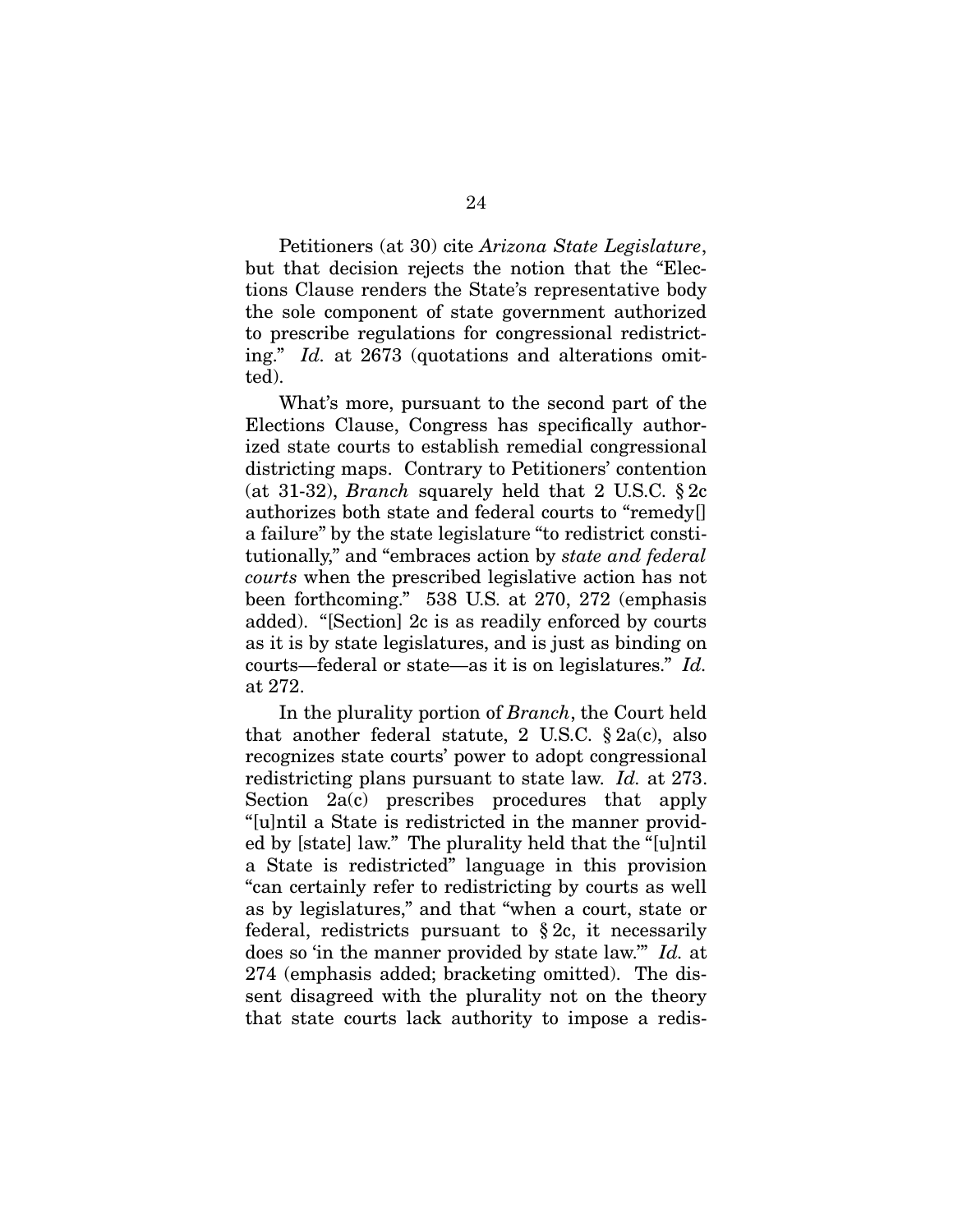Petitioners (at 30) cite *Arizona State Legislature*, but that decision rejects the notion that the "Elections Clause renders the State's representative body the sole component of state government authorized to prescribe regulations for congressional redistricting." *Id.* at 2673 (quotations and alterations omitted).

What's more, pursuant to the second part of the Elections Clause, Congress has specifically authorized state courts to establish remedial congressional districting maps. Contrary to Petitioners' contention (at 31-32), *Branch* squarely held that 2 U.S.C. § 2c authorizes both state and federal courts to "remedy[] a failure" by the state legislature "to redistrict constitutionally," and "embraces action by *state and federal courts* when the prescribed legislative action has not been forthcoming." 538 U.S. at 270, 272 (emphasis added). "[Section] 2c is as readily enforced by courts as it is by state legislatures, and is just as binding on courts—federal or state—as it is on legislatures." *Id.* at 272.

In the plurality portion of *Branch*, the Court held that another federal statute, 2 U.S.C. § 2a(c), also recognizes state courts' power to adopt congressional redistricting plans pursuant to state law. *Id.* at 273. Section 2a(c) prescribes procedures that apply "[u]ntil a State is redistricted in the manner provided by [state] law." The plurality held that the "[u]ntil a State is redistricted" language in this provision "can certainly refer to redistricting by courts as well as by legislatures," and that "when a court, state or federal, redistricts pursuant to § 2c, it necessarily does so 'in the manner provided by state law.'" *Id.* at 274 (emphasis added; bracketing omitted). The dissent disagreed with the plurality not on the theory that state courts lack authority to impose a redis-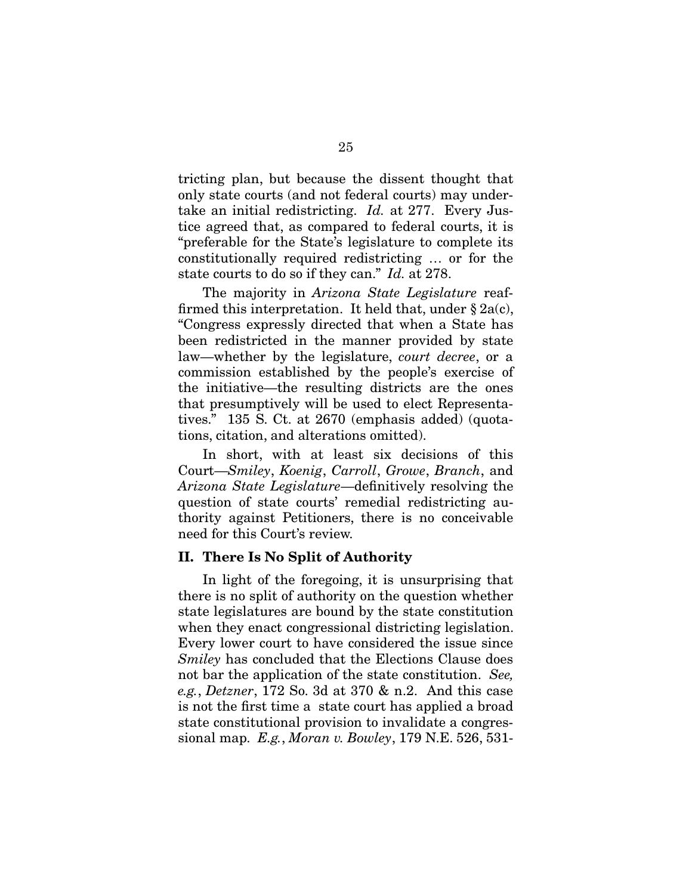tricting plan, but because the dissent thought that only state courts (and not federal courts) may undertake an initial redistricting. *Id.* at 277. Every Justice agreed that, as compared to federal courts, it is "preferable for the State's legislature to complete its constitutionally required redistricting … or for the state courts to do so if they can." *Id.* at 278.

The majority in *Arizona State Legislature* reaffirmed this interpretation. It held that, under § 2a(c), "Congress expressly directed that when a State has been redistricted in the manner provided by state law—whether by the legislature, *court decree*, or a commission established by the people's exercise of the initiative—the resulting districts are the ones that presumptively will be used to elect Representatives." 135 S. Ct. at 2670 (emphasis added) (quotations, citation, and alterations omitted).

In short, with at least six decisions of this Court—*Smiley*, *Koenig*, *Carroll*, *Growe*, *Branch*, and *Arizona State Legislature*—definitively resolving the question of state courts' remedial redistricting authority against Petitioners, there is no conceivable need for this Court's review.

## II. There Is No Split of Authority

In light of the foregoing, it is unsurprising that there is no split of authority on the question whether state legislatures are bound by the state constitution when they enact congressional districting legislation. Every lower court to have considered the issue since *Smiley* has concluded that the Elections Clause does not bar the application of the state constitution. *See, e.g.*, *Detzner*, 172 So. 3d at 370 & n.2. And this case is not the first time a state court has applied a broad state constitutional provision to invalidate a congressional map. *E.g.*, *Moran v. Bowley*, 179 N.E. 526, 531-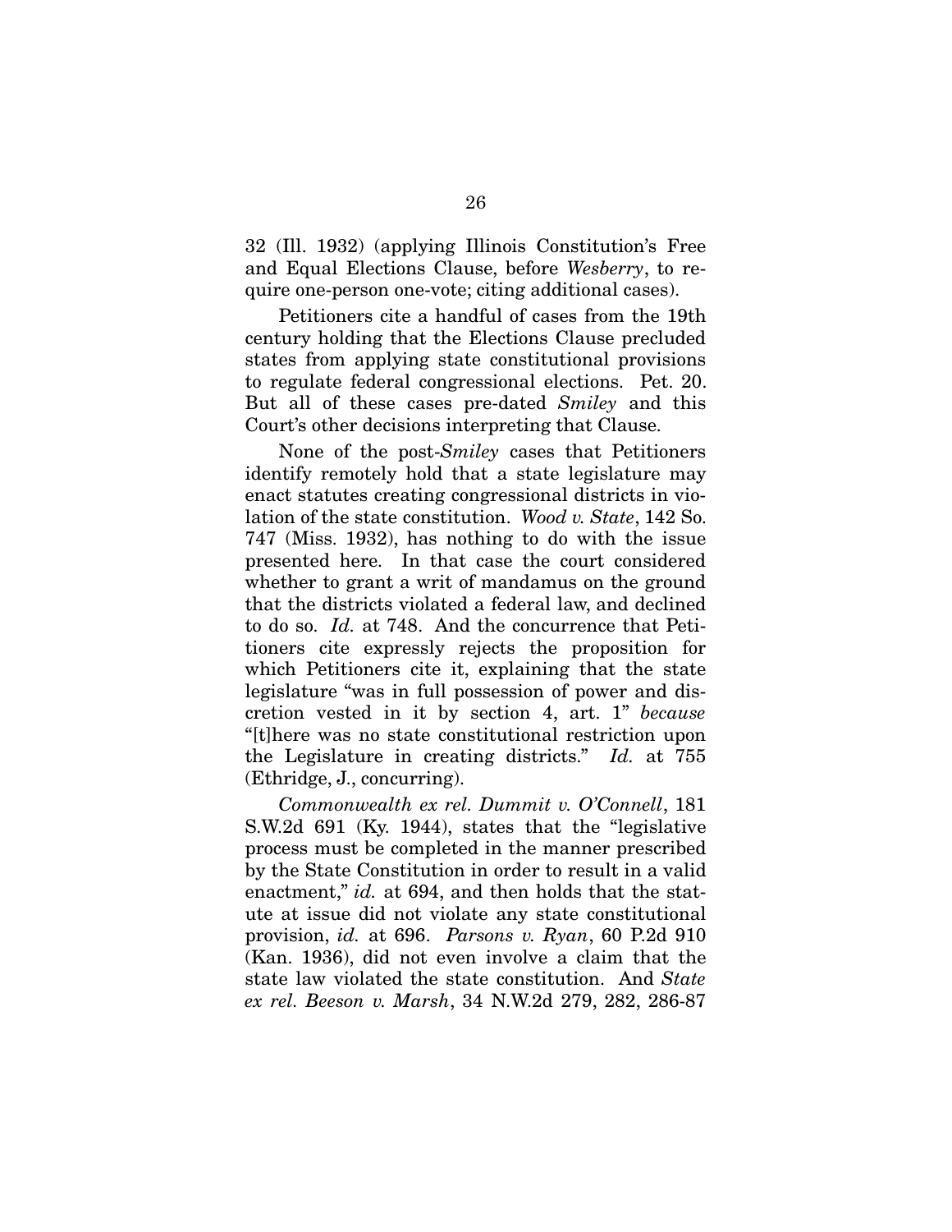32 (Ill. 1932) (applying Illinois Constitution's Free and Equal Elections Clause, before *Wesberry*, to require one-person one-vote; citing additional cases).

Petitioners cite a handful of cases from the 19th century holding that the Elections Clause precluded states from applying state constitutional provisions to regulate federal congressional elections. Pet. 20. But all of these cases pre-dated *Smiley* and this Court's other decisions interpreting that Clause.

None of the post-*Smiley* cases that Petitioners identify remotely hold that a state legislature may enact statutes creating congressional districts in violation of the state constitution. *Wood v. State*, 142 So. 747 (Miss. 1932), has nothing to do with the issue presented here. In that case the court considered whether to grant a writ of mandamus on the ground that the districts violated a federal law, and declined to do so. *Id.* at 748. And the concurrence that Petitioners cite expressly rejects the proposition for which Petitioners cite it, explaining that the state legislature "was in full possession of power and discretion vested in it by section 4, art. 1" *because* "[t]here was no state constitutional restriction upon the Legislature in creating districts." *Id.* at 755 (Ethridge, J., concurring).

*Commonwealth ex rel. Dummit v. O'Connell*, 181 S.W.2d 691 (Ky. 1944), states that the "legislative process must be completed in the manner prescribed by the State Constitution in order to result in a valid enactment," *id.* at 694, and then holds that the statute at issue did not violate any state constitutional provision, *id.* at 696. *Parsons v. Ryan*, 60 P.2d 910 (Kan. 1936), did not even involve a claim that the state law violated the state constitution. And *State ex rel. Beeson v. Marsh*, 34 N.W.2d 279, 282, 286-87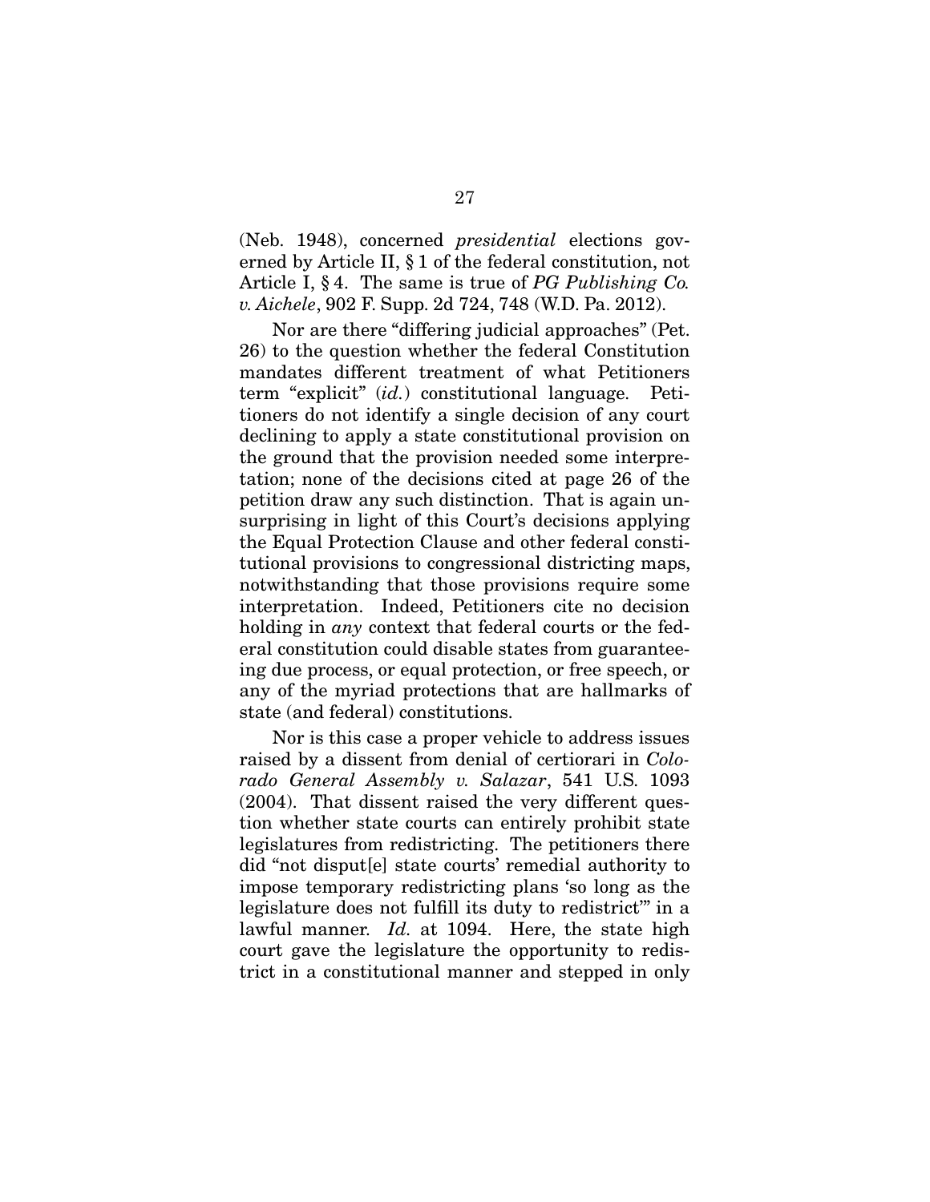(Neb. 1948), concerned *presidential* elections governed by Article II, § 1 of the federal constitution, not Article I, § 4. The same is true of *PG Publishing Co. v. Aichele*, 902 F. Supp. 2d 724, 748 (W.D. Pa. 2012).

Nor are there "differing judicial approaches" (Pet. 26) to the question whether the federal Constitution mandates different treatment of what Petitioners term "explicit" (*id.*) constitutional language. Petitioners do not identify a single decision of any court declining to apply a state constitutional provision on the ground that the provision needed some interpretation; none of the decisions cited at page 26 of the petition draw any such distinction. That is again unsurprising in light of this Court's decisions applying the Equal Protection Clause and other federal constitutional provisions to congressional districting maps, notwithstanding that those provisions require some interpretation. Indeed, Petitioners cite no decision holding in *any* context that federal courts or the federal constitution could disable states from guaranteeing due process, or equal protection, or free speech, or any of the myriad protections that are hallmarks of state (and federal) constitutions.

Nor is this case a proper vehicle to address issues raised by a dissent from denial of certiorari in *Colorado General Assembly v. Salazar*, 541 U.S. 1093 (2004). That dissent raised the very different question whether state courts can entirely prohibit state legislatures from redistricting. The petitioners there did "not disput[e] state courts' remedial authority to impose temporary redistricting plans 'so long as the legislature does not fulfill its duty to redistrict'" in a lawful manner. *Id.* at 1094. Here, the state high court gave the legislature the opportunity to redistrict in a constitutional manner and stepped in only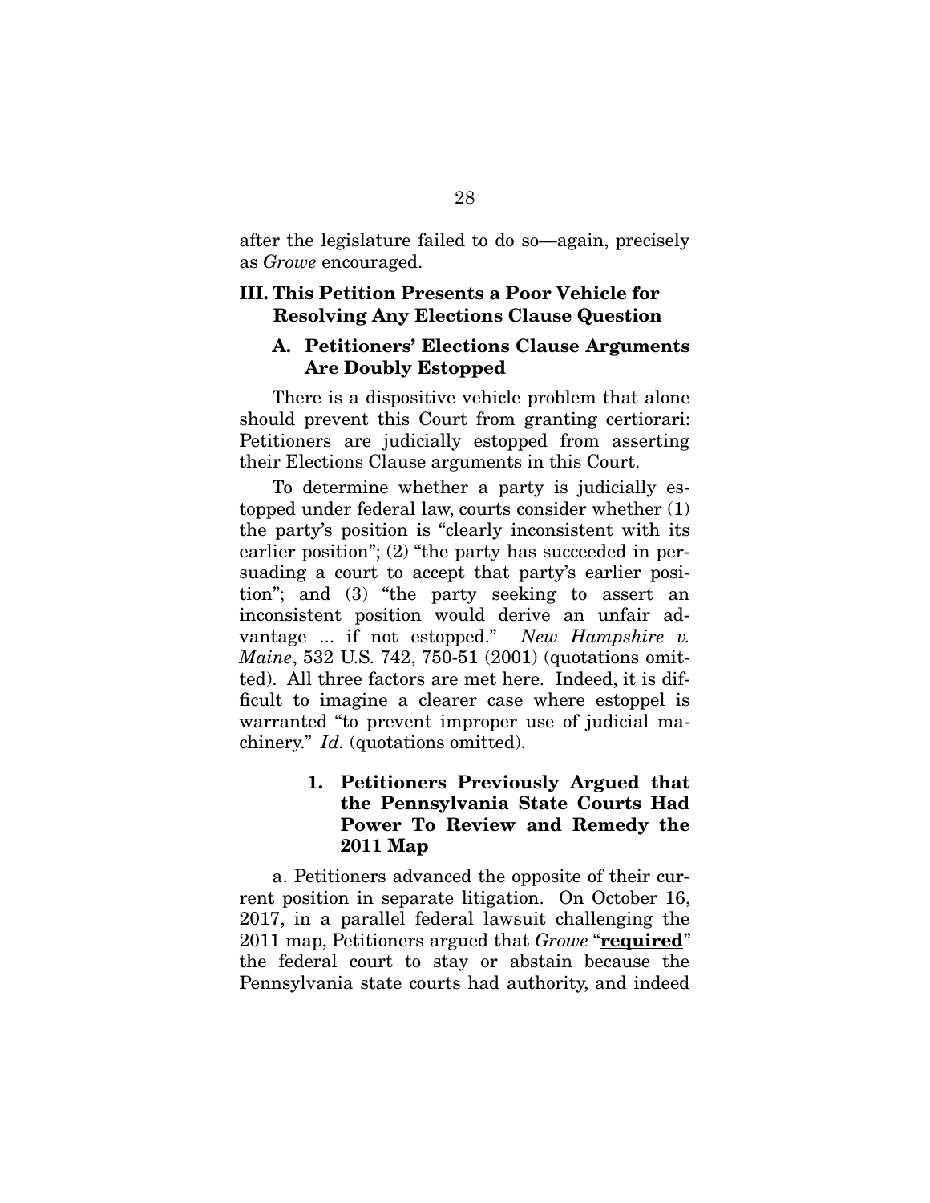after the legislature failed to do so—again, precisely as *Growe* encouraged.

## III. This Petition Presents a Poor Vehicle for Resolving Any Elections Clause Question

### A. Petitioners' Elections Clause Arguments Are Doubly Estopped

There is a dispositive vehicle problem that alone should prevent this Court from granting certiorari: Petitioners are judicially estopped from asserting their Elections Clause arguments in this Court.

To determine whether a party is judicially estopped under federal law, courts consider whether (1) the party's position is "clearly inconsistent with its earlier position"; (2) "the party has succeeded in persuading a court to accept that party's earlier position"; and (3) "the party seeking to assert an inconsistent position would derive an unfair advantage ... if not estopped." *New Hampshire v. Maine*, 532 U.S. 742, 750-51 (2001) (quotations omitted). All three factors are met here. Indeed, it is difficult to imagine a clearer case where estoppel is warranted "to prevent improper use of judicial machinery." *Id.* (quotations omitted).

#### 1. Petitioners Previously Argued that the Pennsylvania State Courts Had Power To Review and Remedy the 2011 Map

a. Petitioners advanced the opposite of their current position in separate litigation. On October 16, 2017, in a parallel federal lawsuit challenging the 2011 map, Petitioners argued that *Growe* "**required**" the federal court to stay or abstain because the Pennsylvania state courts had authority, and indeed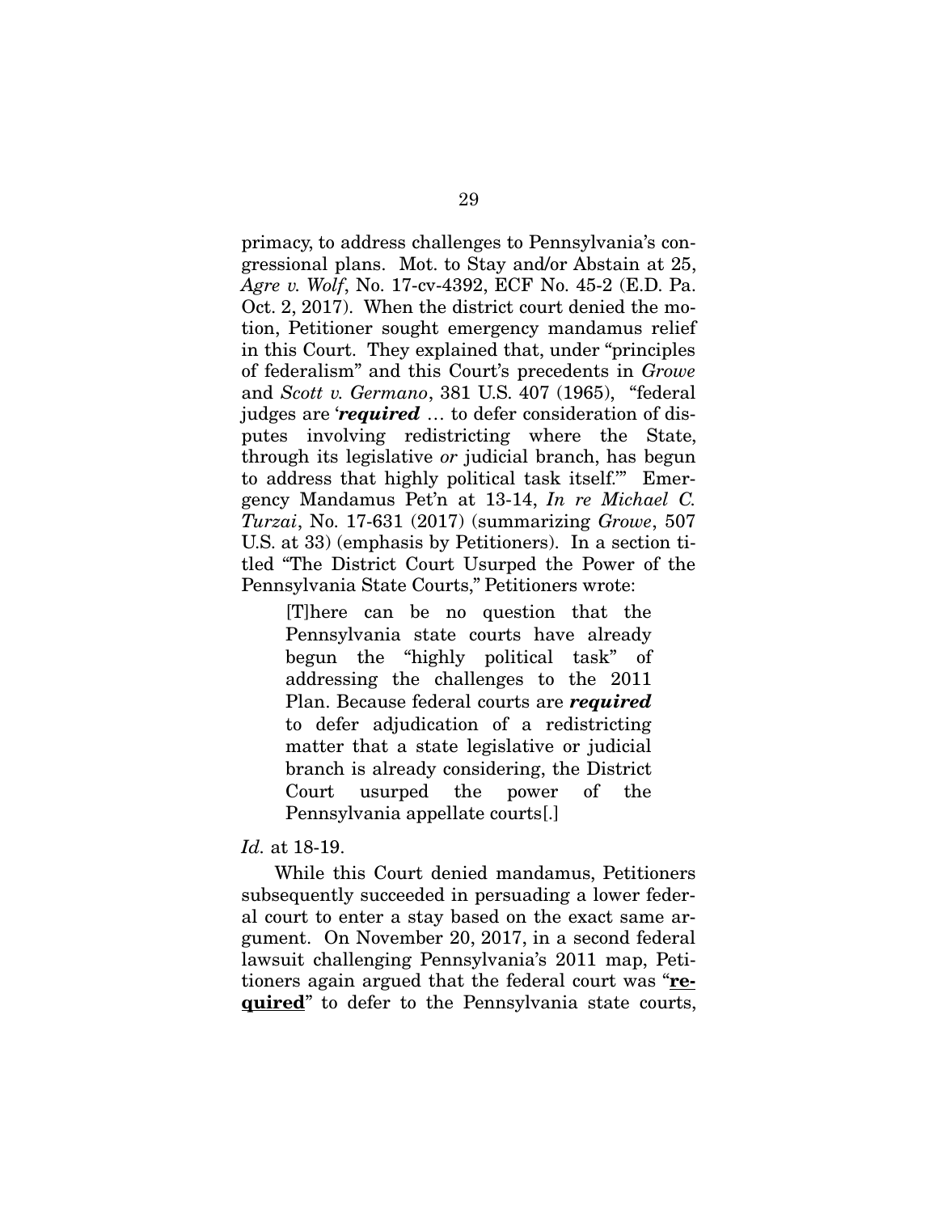primacy, to address challenges to Pennsylvania's congressional plans. Mot. to Stay and/or Abstain at 25, *Agre v. Wolf*, No. 17-cv-4392, ECF No. 45-2 (E.D. Pa. Oct. 2, 2017). When the district court denied the motion, Petitioner sought emergency mandamus relief in this Court. They explained that, under "principles of federalism" and this Court's precedents in *Growe* and *Scott v. Germano*, 381 U.S. 407 (1965), "federal judges are '***required*** … to defer consideration of disputes involving redistricting where the State, through its legislative *or* judicial branch, has begun to address that highly political task itself.'" Emergency Mandamus Pet'n at 13-14, *In re Michael C. Turzai*, No. 17-631 (2017) (summarizing *Growe*, 507 U.S. at 33) (emphasis by Petitioners). In a section titled "The District Court Usurped the Power of the Pennsylvania State Courts," Petitioners wrote:

> [T]here can be no question that the Pennsylvania state courts have already begun the "highly political task" of addressing the challenges to the 2011 Plan. Because federal courts are ***required*** to defer adjudication of a redistricting matter that a state legislative or judicial branch is already considering, the District Court usurped the power of the Pennsylvania appellate courts[.]

*Id.* at 18-19.

While this Court denied mandamus, Petitioners subsequently succeeded in persuading a lower federal court to enter a stay based on the exact same argument. On November 20, 2017, in a second federal lawsuit challenging Pennsylvania's 2011 map, Petitioners again argued that the federal court was "<u>**required**</u>" to defer to the Pennsylvania state courts,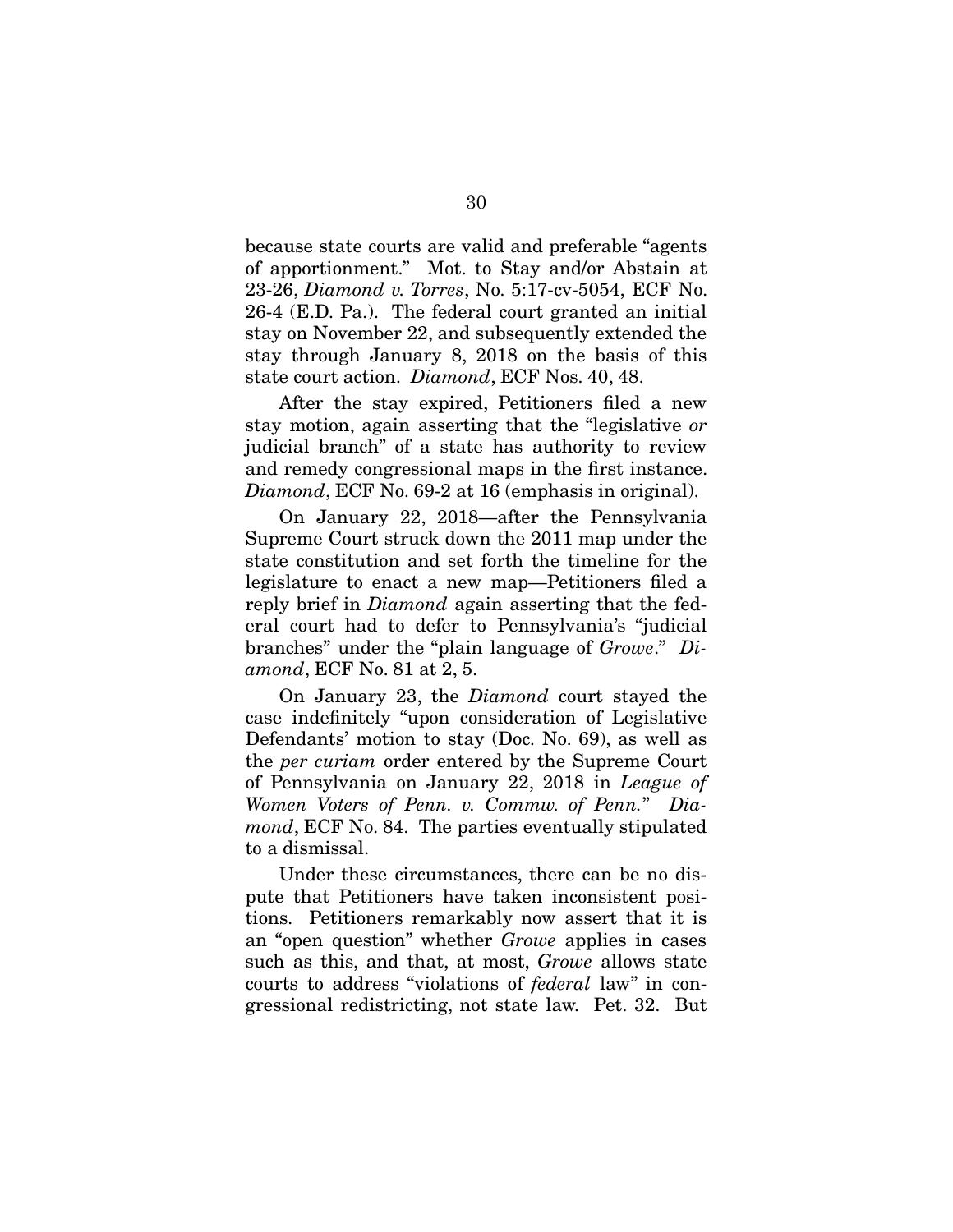because state courts are valid and preferable "agents of apportionment." Mot. to Stay and/or Abstain at 23-26, *Diamond v. Torres*, No. 5:17-cv-5054, ECF No. 26-4 (E.D. Pa.). The federal court granted an initial stay on November 22, and subsequently extended the stay through January 8, 2018 on the basis of this state court action. *Diamond*, ECF Nos. 40, 48.

After the stay expired, Petitioners filed a new stay motion, again asserting that the "legislative *or* judicial branch" of a state has authority to review and remedy congressional maps in the first instance. *Diamond*, ECF No. 69-2 at 16 (emphasis in original).

On January 22, 2018—after the Pennsylvania Supreme Court struck down the 2011 map under the state constitution and set forth the timeline for the legislature to enact a new map—Petitioners filed a reply brief in *Diamond* again asserting that the federal court had to defer to Pennsylvania's "judicial branches" under the "plain language of *Growe*." *Diamond*, ECF No. 81 at 2, 5.

On January 23, the *Diamond* court stayed the case indefinitely "upon consideration of Legislative Defendants' motion to stay (Doc. No. 69), as well as the *per curiam* order entered by the Supreme Court of Pennsylvania on January 22, 2018 in *League of Women Voters of Penn. v. Commw. of Penn.*" *Diamond*, ECF No. 84. The parties eventually stipulated to a dismissal.

Under these circumstances, there can be no dispute that Petitioners have taken inconsistent positions. Petitioners remarkably now assert that it is an "open question" whether *Growe* applies in cases such as this, and that, at most, *Growe* allows state courts to address "violations of *federal* law" in congressional redistricting, not state law. Pet. 32. But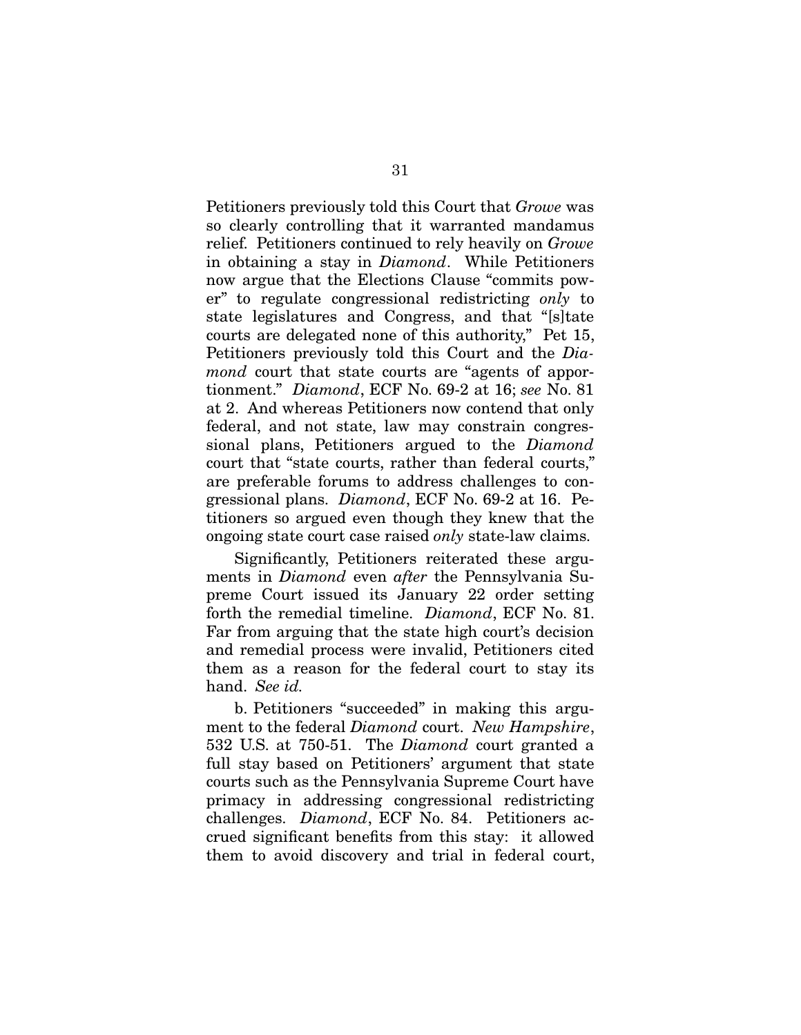Petitioners previously told this Court that *Growe* was so clearly controlling that it warranted mandamus relief. Petitioners continued to rely heavily on *Growe* in obtaining a stay in *Diamond*. While Petitioners now argue that the Elections Clause "commits power" to regulate congressional redistricting *only* to state legislatures and Congress, and that "[s]tate courts are delegated none of this authority," Pet 15, Petitioners previously told this Court and the *Diamond* court that state courts are "agents of apportionment." *Diamond*, ECF No. 69-2 at 16; *see* No. 81 at 2. And whereas Petitioners now contend that only federal, and not state, law may constrain congressional plans, Petitioners argued to the *Diamond* court that "state courts, rather than federal courts," are preferable forums to address challenges to congressional plans. *Diamond*, ECF No. 69-2 at 16. Petitioners so argued even though they knew that the ongoing state court case raised *only* state-law claims.

Significantly, Petitioners reiterated these arguments in *Diamond* even *after* the Pennsylvania Supreme Court issued its January 22 order setting forth the remedial timeline. *Diamond*, ECF No. 81. Far from arguing that the state high court's decision and remedial process were invalid, Petitioners cited them as a reason for the federal court to stay its hand. *See id.*

b. Petitioners "succeeded" in making this argument to the federal *Diamond* court. *New Hampshire*, 532 U.S. at 750-51. The *Diamond* court granted a full stay based on Petitioners' argument that state courts such as the Pennsylvania Supreme Court have primacy in addressing congressional redistricting challenges. *Diamond*, ECF No. 84. Petitioners accrued significant benefits from this stay: it allowed them to avoid discovery and trial in federal court,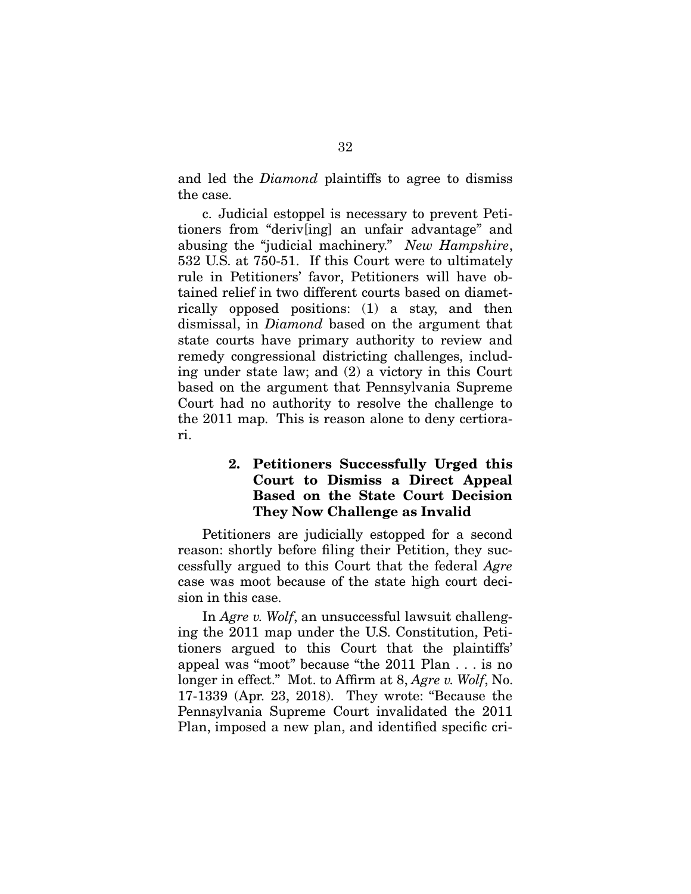and led the *Diamond* plaintiffs to agree to dismiss the case.

c. Judicial estoppel is necessary to prevent Petitioners from "deriv[ing] an unfair advantage" and abusing the "judicial machinery." *New Hampshire*, 532 U.S. at 750-51. If this Court were to ultimately rule in Petitioners' favor, Petitioners will have obtained relief in two different courts based on diametrically opposed positions: (1) a stay, and then dismissal, in *Diamond* based on the argument that state courts have primary authority to review and remedy congressional districting challenges, including under state law; and (2) a victory in this Court based on the argument that Pennsylvania Supreme Court had no authority to resolve the challenge to the 2011 map. This is reason alone to deny certiorari.

### 2. Petitioners Successfully Urged this Court to Dismiss a Direct Appeal Based on the State Court Decision They Now Challenge as Invalid

Petitioners are judicially estopped for a second reason: shortly before filing their Petition, they successfully argued to this Court that the federal *Agre* case was moot because of the state high court decision in this case.

In *Agre v. Wolf*, an unsuccessful lawsuit challenging the 2011 map under the U.S. Constitution, Petitioners argued to this Court that the plaintiffs' appeal was "moot" because "the 2011 Plan . . . is no longer in effect." Mot. to Affirm at 8, *Agre v. Wolf*, No. 17-1339 (Apr. 23, 2018). They wrote: "Because the Pennsylvania Supreme Court invalidated the 2011 Plan, imposed a new plan, and identified specific cri-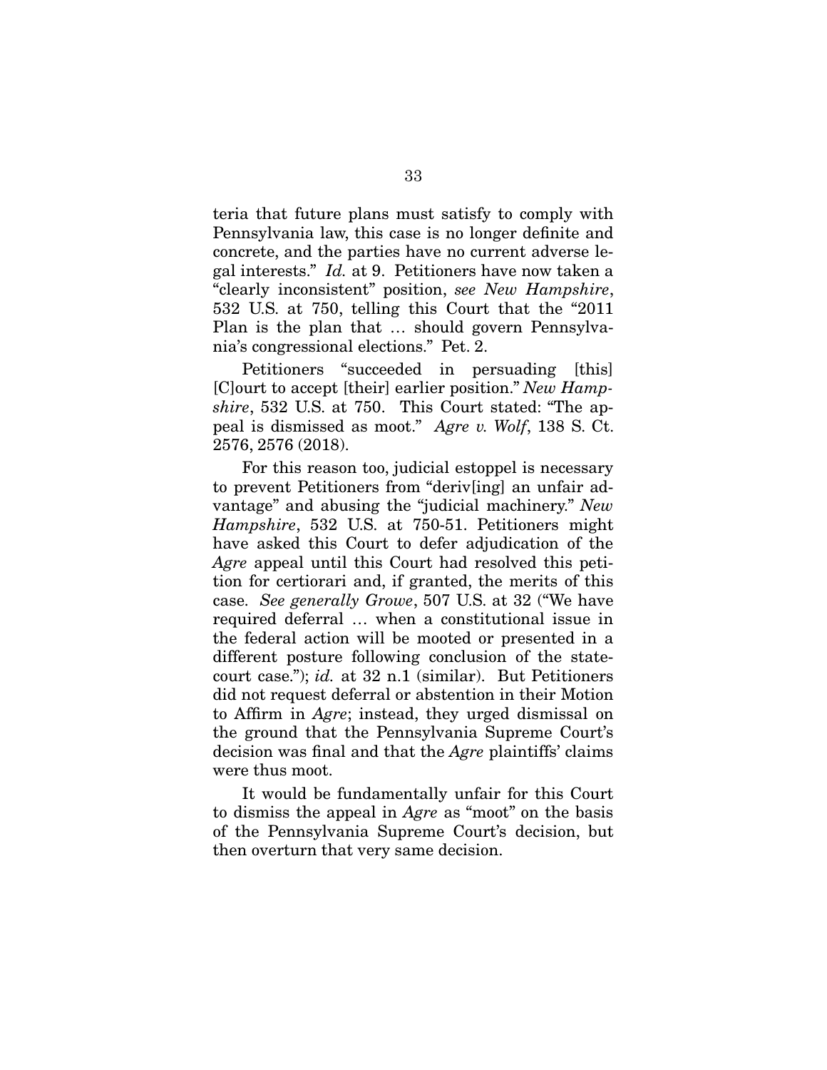teria that future plans must satisfy to comply with Pennsylvania law, this case is no longer definite and concrete, and the parties have no current adverse legal interests." *Id.* at 9. Petitioners have now taken a "clearly inconsistent" position, *see New Hampshire*, 532 U.S. at 750, telling this Court that the "2011 Plan is the plan that … should govern Pennsylvania's congressional elections." Pet. 2.

Petitioners "succeeded in persuading [this] [C]ourt to accept [their] earlier position." *New Hampshire*, 532 U.S. at 750. This Court stated: "The appeal is dismissed as moot." *Agre v. Wolf*, 138 S. Ct. 2576, 2576 (2018).

For this reason too, judicial estoppel is necessary to prevent Petitioners from "deriv[ing] an unfair advantage" and abusing the "judicial machinery." *New Hampshire*, 532 U.S. at 750-51. Petitioners might have asked this Court to defer adjudication of the *Agre* appeal until this Court had resolved this petition for certiorari and, if granted, the merits of this case. *See generally Growe*, 507 U.S. at 32 ("We have required deferral … when a constitutional issue in the federal action will be mooted or presented in a different posture following conclusion of the state-court case."); *id.* at 32 n.1 (similar). But Petitioners did not request deferral or abstention in their Motion to Affirm in *Agre*; instead, they urged dismissal on the ground that the Pennsylvania Supreme Court's decision was final and that the *Agre* plaintiffs' claims were thus moot.

It would be fundamentally unfair for this Court to dismiss the appeal in *Agre* as "moot" on the basis of the Pennsylvania Supreme Court's decision, but then overturn that very same decision.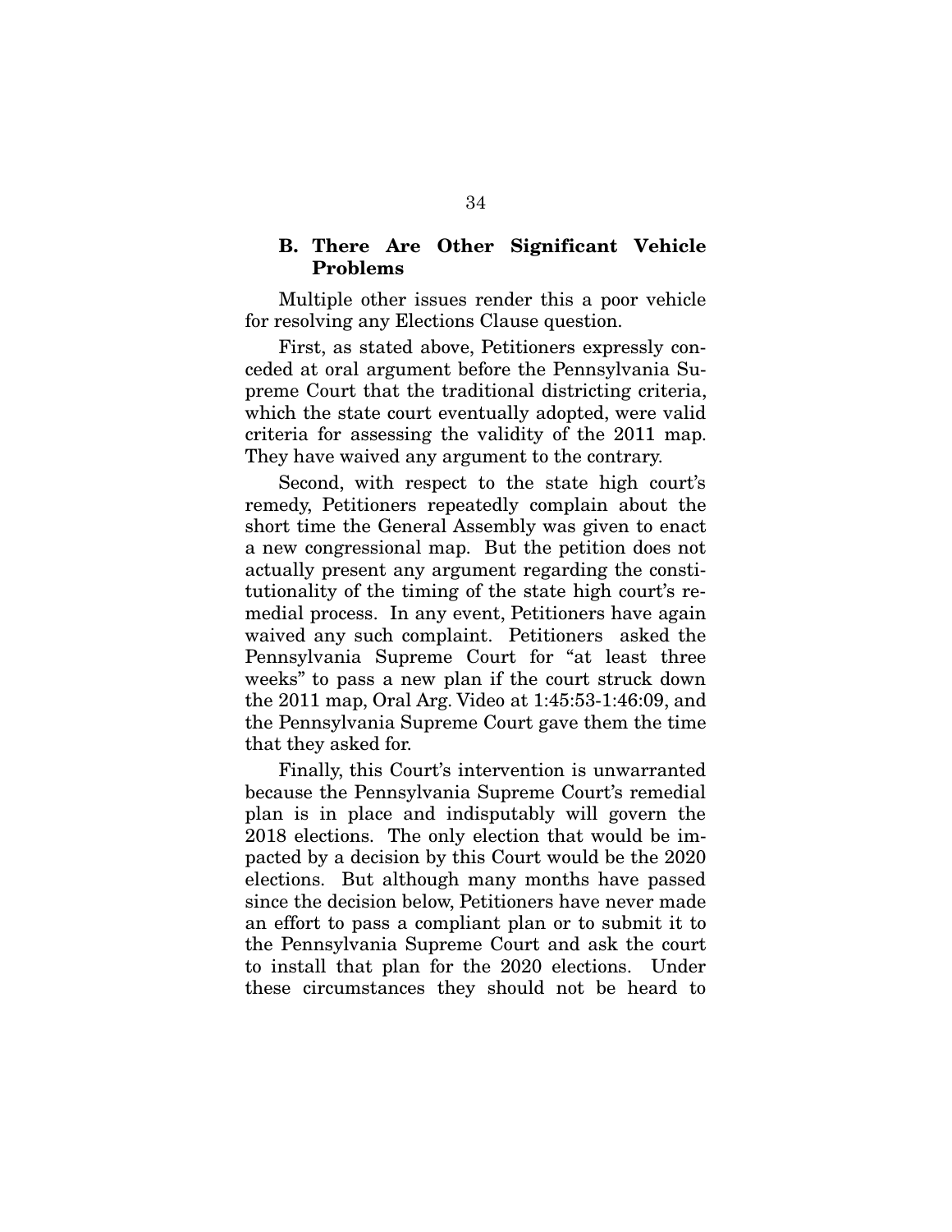### B. There Are Other Significant Vehicle Problems

Multiple other issues render this a poor vehicle for resolving any Elections Clause question.

First, as stated above, Petitioners expressly conceded at oral argument before the Pennsylvania Supreme Court that the traditional districting criteria, which the state court eventually adopted, were valid criteria for assessing the validity of the 2011 map. They have waived any argument to the contrary.

Second, with respect to the state high court's remedy, Petitioners repeatedly complain about the short time the General Assembly was given to enact a new congressional map. But the petition does not actually present any argument regarding the constitutionality of the timing of the state high court's remedial process. In any event, Petitioners have again waived any such complaint. Petitioners asked the Pennsylvania Supreme Court for "at least three weeks" to pass a new plan if the court struck down the 2011 map, Oral Arg. Video at 1:45:53-1:46:09, and the Pennsylvania Supreme Court gave them the time that they asked for.

Finally, this Court's intervention is unwarranted because the Pennsylvania Supreme Court's remedial plan is in place and indisputably will govern the 2018 elections. The only election that would be impacted by a decision by this Court would be the 2020 elections. But although many months have passed since the decision below, Petitioners have never made an effort to pass a compliant plan or to submit it to the Pennsylvania Supreme Court and ask the court to install that plan for the 2020 elections. Under these circumstances they should not be heard to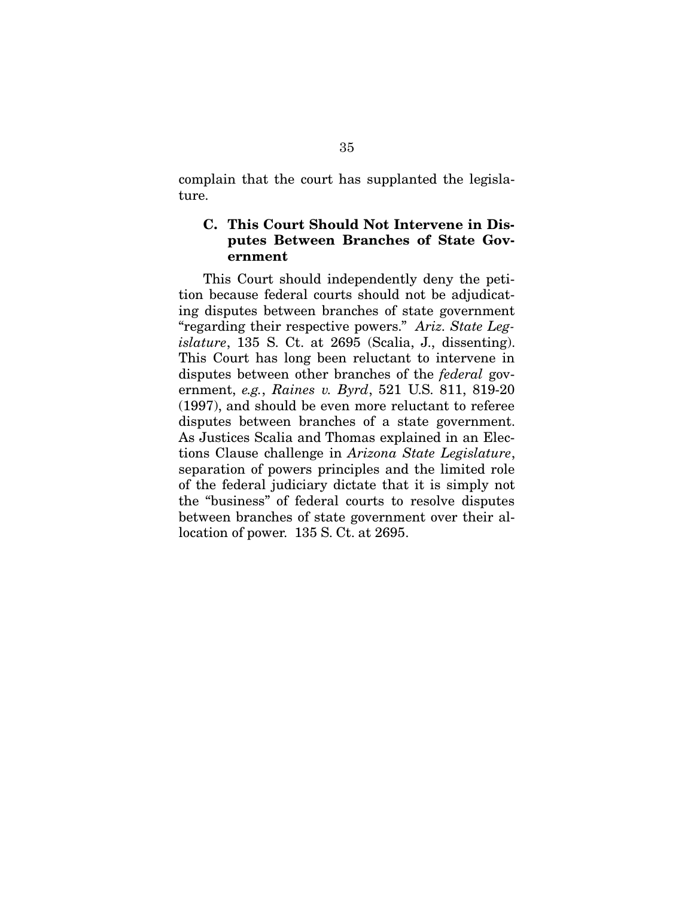complain that the court has supplanted the legislature.

### C. This Court Should Not Intervene in Disputes Between Branches of State Government

This Court should independently deny the petition because federal courts should not be adjudicating disputes between branches of state government "regarding their respective powers." *Ariz. State Legislature*, 135 S. Ct. at 2695 (Scalia, J., dissenting). This Court has long been reluctant to intervene in disputes between other branches of the *federal* government, *e.g.*, *Raines v. Byrd*, 521 U.S. 811, 819-20 (1997), and should be even more reluctant to referee disputes between branches of a state government. As Justices Scalia and Thomas explained in an Elections Clause challenge in *Arizona State Legislature*, separation of powers principles and the limited role of the federal judiciary dictate that it is simply not the "business" of federal courts to resolve disputes between branches of state government over their allocation of power. 135 S. Ct. at 2695.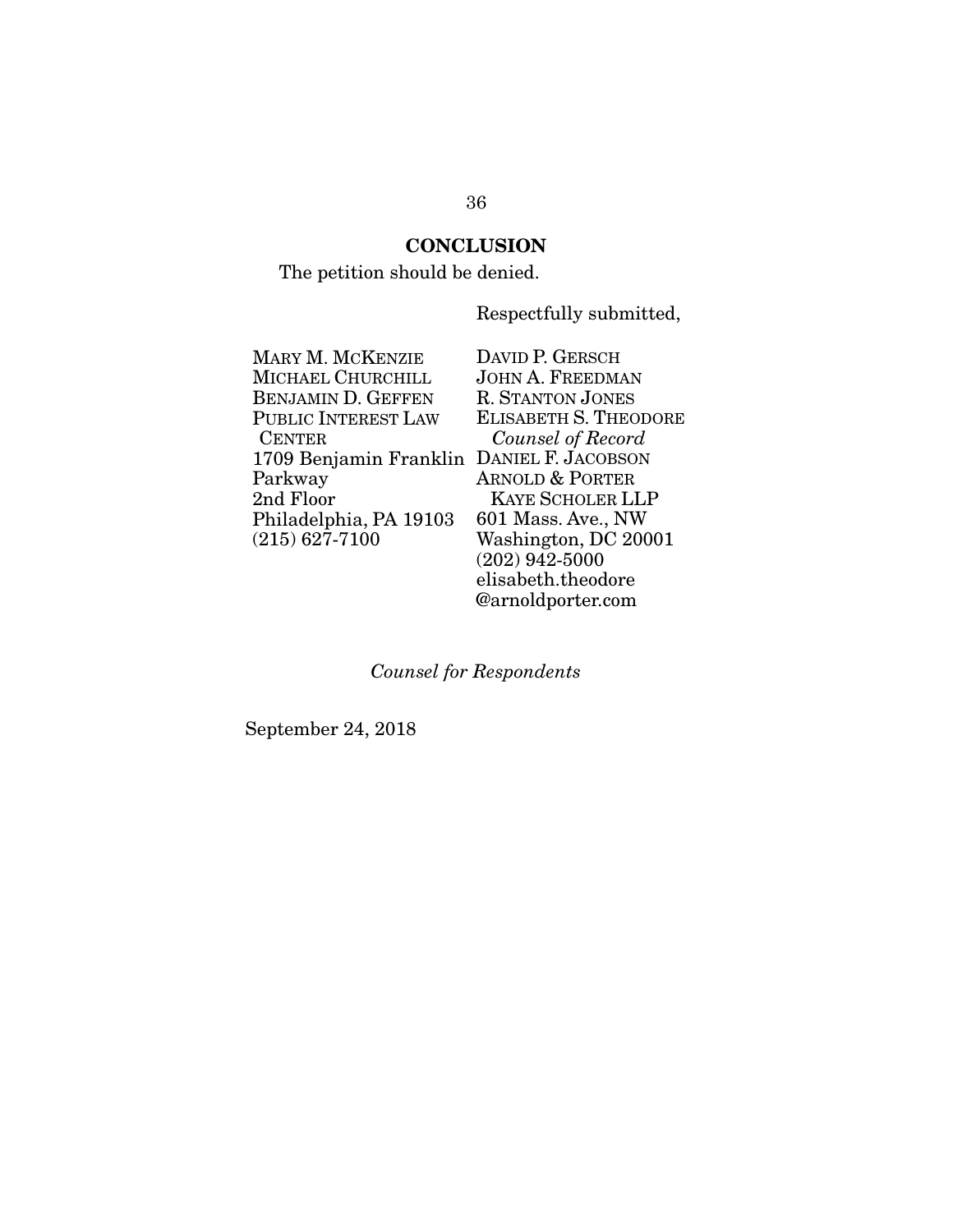## CONCLUSION

The petition should be denied.

Respectfully submitted,

DAVID P. GERSCH
JOHN A. FREEDMAN
R. STANTON JONES
ELISABETH S. THEODORE
*Counsel of Record*
DANIEL F. JACOBSON
ARNOLD & PORTER
KAYE SCHOLER LLP
601 Mass. Ave., NW
Washington, DC 20001
(202) 942-5000
elisabeth.theodore
@arnoldporter.com

MARY M. MCKENZIE
MICHAEL CHURCHILL
BENJAMIN D. GEFFEN
PUBLIC INTEREST LAW
CENTER
1709 Benjamin Franklin
Parkway
2nd Floor
Philadelphia, PA 19103
(215) 627-7100

*Counsel for Respondents*

September 24, 2018